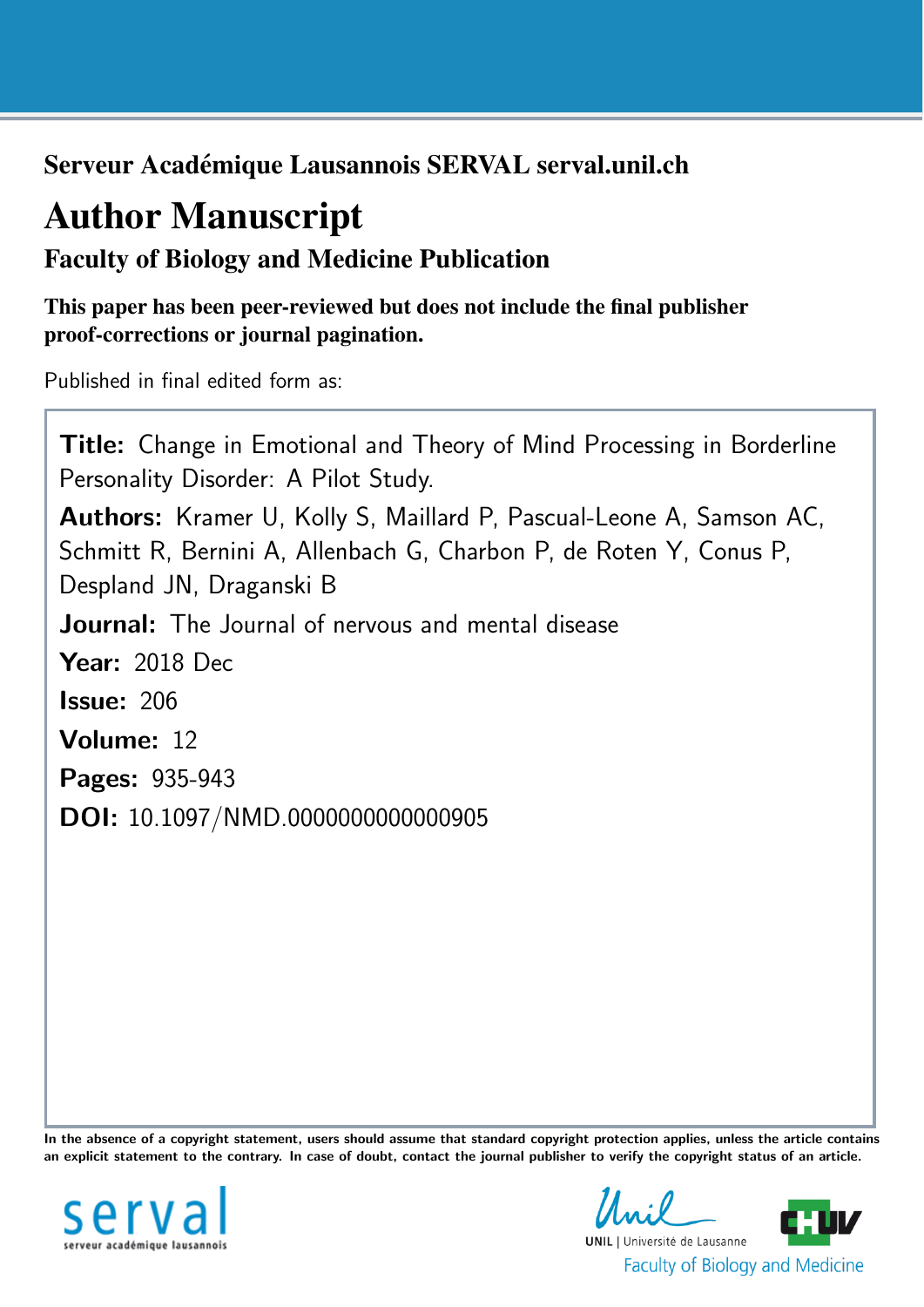**Serveur Académique Lausannois SERVAL serval.unil.ch**

# Author Manuscript

## Faculty of Biology and Medicine Publication

**This paper has been peer-reviewed but does not include the final publisher proof-corrections or journal pagination.**

Published in final edited form as:

**Title:** Change in Emotional and Theory of Mind Processing in Borderline Personality Disorder: A Pilot Study.

**Authors:** Kramer U, Kolly S, Maillard P, Pascual-Leone A, Samson AC, Schmitt R, Bernini A, Allenbach G, Charbon P, de Roten Y, Conus P, Despland JN, Draganski B

**Journal:** The Journal of nervous and mental disease

**Year:** 2018 Dec

**Issue:** 206

**Volume:** 12

**Pages:** 935-943

**DOI:** 10.1097/NMD.0000000000000905

**In the absence of a copyright statement, users should assume that standard copyright protection applies, unless the article contains an explicit statement to the contrary. In case of doubt, contact the journal publisher to verify the copyright status of an article.**

serval
serveur académique lausannois

UNIL | Université de Lausanne
Faculty of Biology and Medicine

CHUV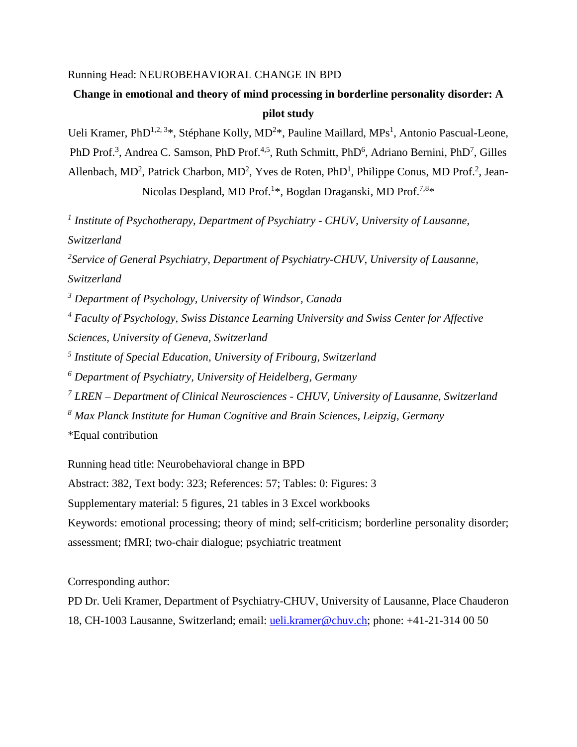Running Head: NEUROBEHAVIORAL CHANGE IN BPD

**Change in emotional and theory of mind processing in borderline personality disorder: A pilot study**

Ueli Kramer, PhD[1,2,3]*, Stéphane Kolly, MD[2]*, Pauline Maillard, MPs[1], Antonio Pascual-Leone, PhD Prof.[3], Andrea C. Samson, PhD Prof.[4,5], Ruth Schmitt, PhD[6], Adriano Bernini, PhD[7], Gilles Allenbach, MD[2], Patrick Charbon, MD[2], Yves de Roten, PhD[1], Philippe Conus, MD Prof.[2], Jean-Nicolas Despland, MD Prof.[1]*, Bogdan Draganski, MD Prof.[7,8]*

[1] *Institute of Psychotherapy, Department of Psychiatry - CHUV, University of Lausanne, Switzerland*

[2] *Service of General Psychiatry, Department of Psychiatry-CHUV, University of Lausanne, Switzerland*

[3] *Department of Psychology, University of Windsor, Canada*

[4] *Faculty of Psychology, Swiss Distance Learning University and Swiss Center for Affective Sciences, University of Geneva, Switzerland*

[5] *Institute of Special Education, University of Fribourg, Switzerland*

[6] *Department of Psychiatry, University of Heidelberg, Germany*

[7] *LREN – Department of Clinical Neurosciences - CHUV, University of Lausanne, Switzerland*

[8] *Max Planck Institute for Human Cognitive and Brain Sciences, Leipzig, Germany*

*Equal contribution

Running head title: Neurobehavioral change in BPD

Abstract: 382, Text body: 323; References: 57; Tables: 0; Figures: 3

Supplementary material: 5 figures, 21 tables in 3 Excel workbooks

Keywords: emotional processing; theory of mind; self-criticism; borderline personality disorder; assessment; fMRI; two-chair dialogue; psychiatric treatment

Corresponding author:

PD Dr. Ueli Kramer, Department of Psychiatry-CHUV, University of Lausanne, Place Chauderon 18, CH-1003 Lausanne, Switzerland; email: ueli.kramer@chuv.ch; phone: +41-21-314 00 50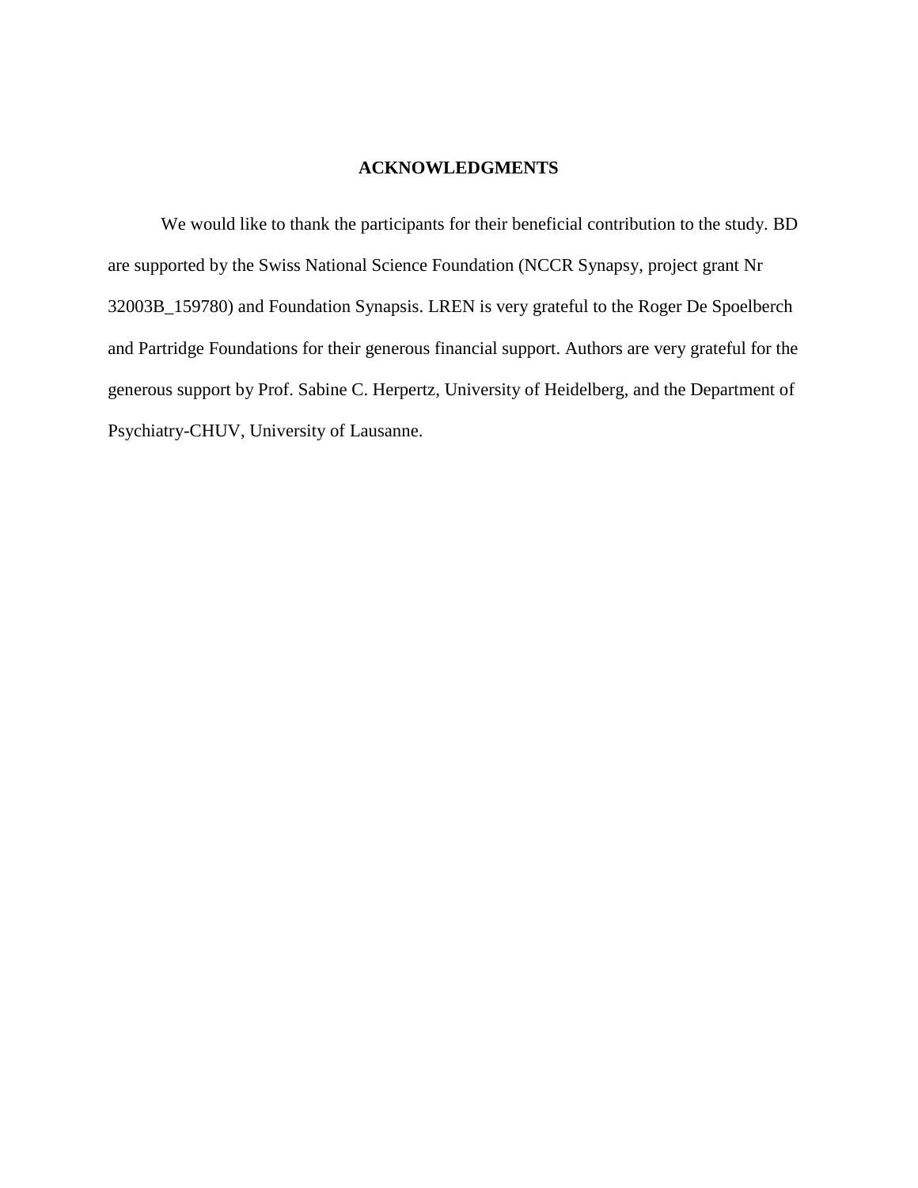## ACKNOWLEDGMENTS

We would like to thank the participants for their beneficial contribution to the study. BD are supported by the Swiss National Science Foundation (NCCR Synapsy, project grant Nr 32003B_159780) and Foundation Synapsis. LREN is very grateful to the Roger De Spoelberch and Partridge Foundations for their generous financial support. Authors are very grateful for the generous support by Prof. Sabine C. Herpertz, University of Heidelberg, and the Department of Psychiatry-CHUV, University of Lausanne.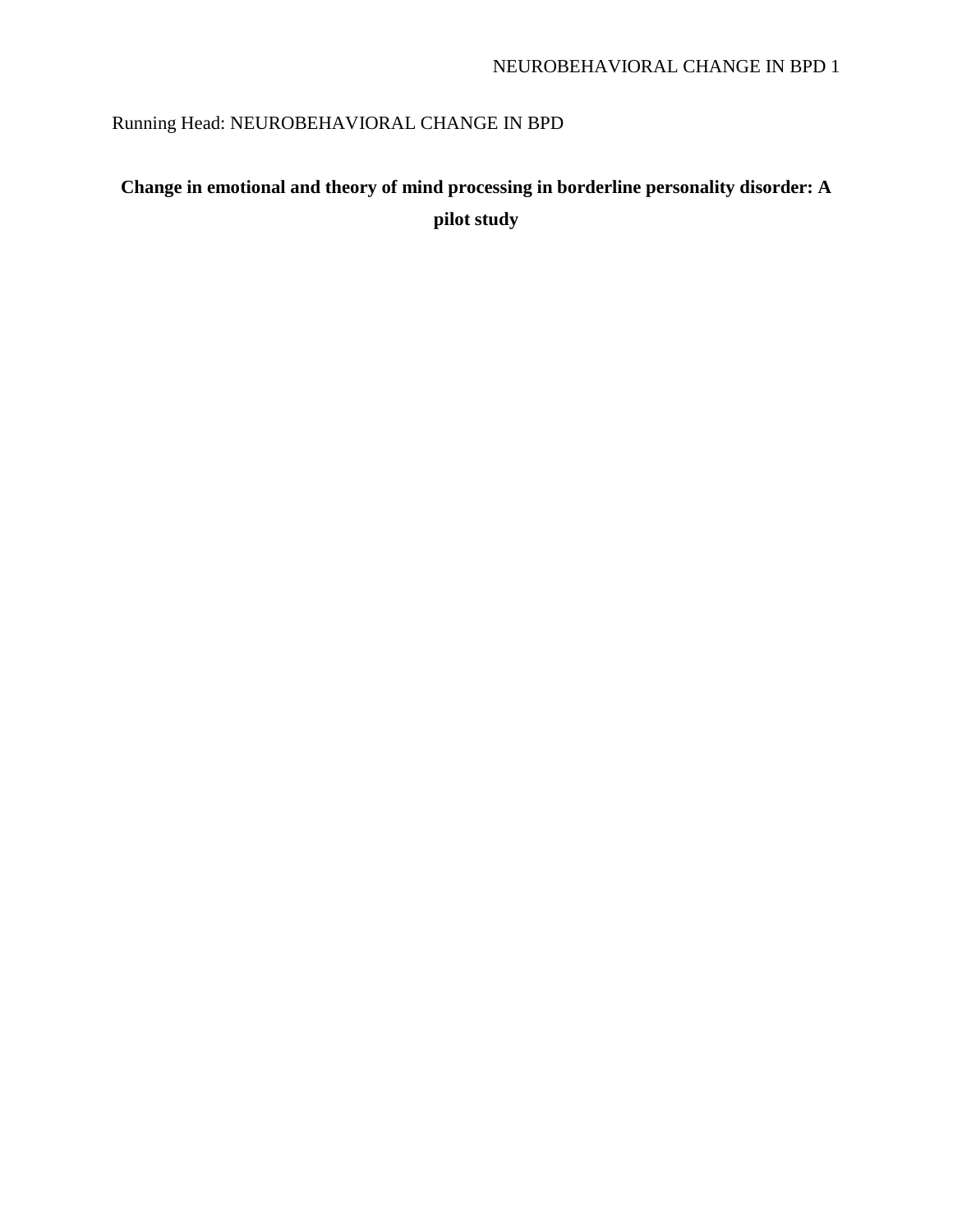Running Head: NEUROBEHAVIORAL CHANGE IN BPD

**Change in emotional and theory of mind processing in borderline personality disorder: A pilot study**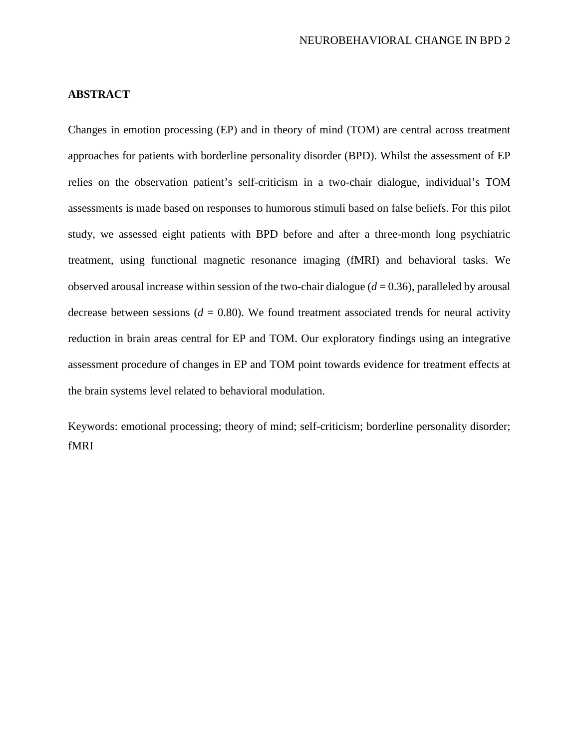## ABSTRACT

Changes in emotion processing (EP) and in theory of mind (TOM) are central across treatment approaches for patients with borderline personality disorder (BPD). Whilst the assessment of EP relies on the observation patient's self-criticism in a two-chair dialogue, individual's TOM assessments is made based on responses to humorous stimuli based on false beliefs. For this pilot study, we assessed eight patients with BPD before and after a three-month long psychiatric treatment, using functional magnetic resonance imaging (fMRI) and behavioral tasks. We observed arousal increase within session of the two-chair dialogue ($d$ = 0.36), paralleled by arousal decrease between sessions ($d$ = 0.80). We found treatment associated trends for neural activity reduction in brain areas central for EP and TOM. Our exploratory findings using an integrative assessment procedure of changes in EP and TOM point towards evidence for treatment effects at the brain systems level related to behavioral modulation.

Keywords: emotional processing; theory of mind; self-criticism; borderline personality disorder; fMRI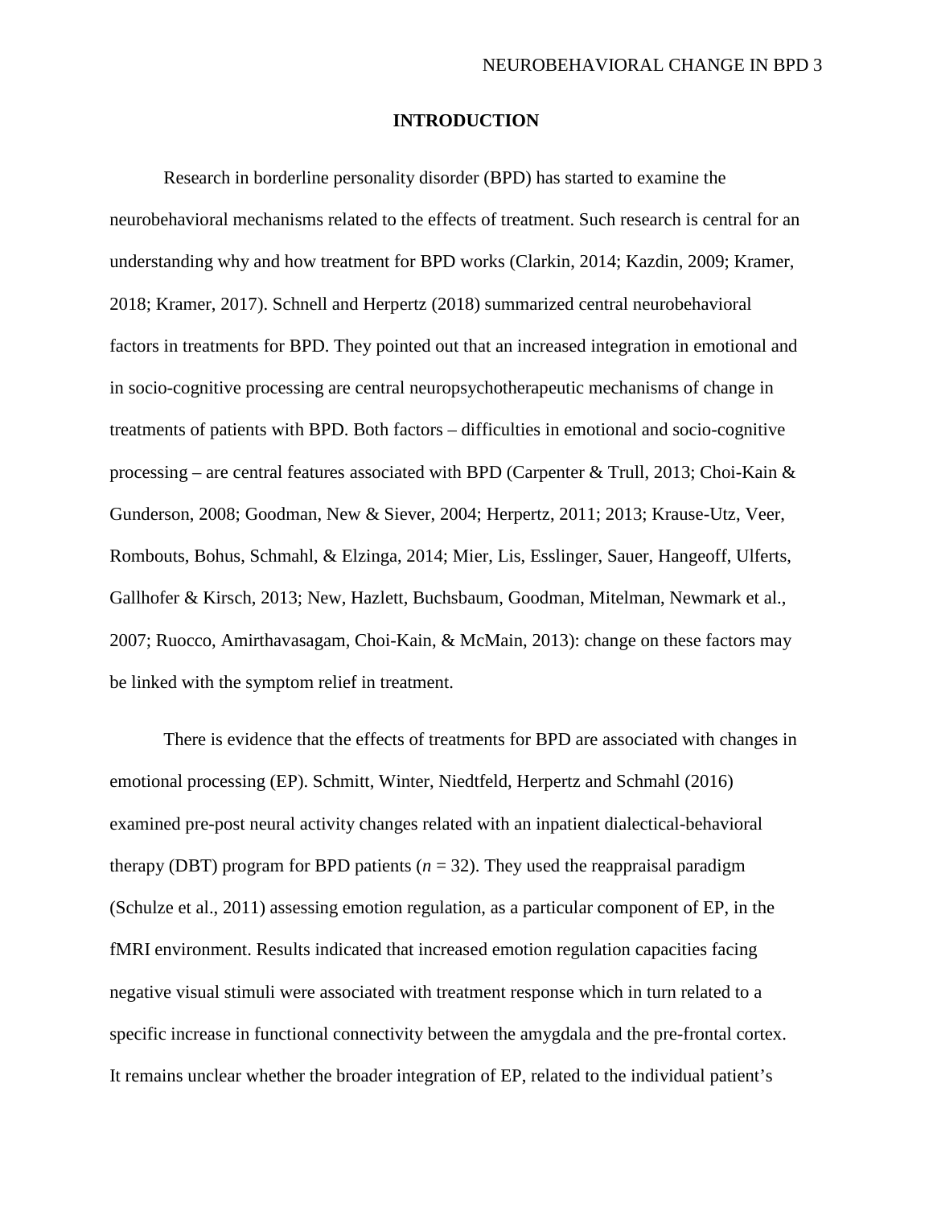# INTRODUCTION

Research in borderline personality disorder (BPD) has started to examine the neurobehavioral mechanisms related to the effects of treatment. Such research is central for an understanding why and how treatment for BPD works (Clarkin, 2014; Kazdin, 2009; Kramer, 2018; Kramer, 2017). Schnell and Herpertz (2018) summarized central neurobehavioral factors in treatments for BPD. They pointed out that an increased integration in emotional and in socio-cognitive processing are central neuropsychotherapeutic mechanisms of change in treatments of patients with BPD. Both factors – difficulties in emotional and socio-cognitive processing – are central features associated with BPD (Carpenter & Trull, 2013; Choi-Kain & Gunderson, 2008; Goodman, New & Siever, 2004; Herpertz, 2011; 2013; Krause-Utz, Veer, Rombouts, Bohus, Schmahl, & Elzinga, 2014; Mier, Lis, Esslinger, Sauer, Hangeoff, Ulferts, Gallhofer & Kirsch, 2013; New, Hazlett, Buchsbaum, Goodman, Mitelman, Newmark et al., 2007; Ruocco, Amirthavasagam, Choi-Kain, & McMain, 2013): change on these factors may be linked with the symptom relief in treatment.

There is evidence that the effects of treatments for BPD are associated with changes in emotional processing (EP). Schmitt, Winter, Niedtfeld, Herpertz and Schmahl (2016) examined pre-post neural activity changes related with an inpatient dialectical-behavioral therapy (DBT) program for BPD patients (*n* = 32). They used the reappraisal paradigm (Schulze et al., 2011) assessing emotion regulation, as a particular component of EP, in the fMRI environment. Results indicated that increased emotion regulation capacities facing negative visual stimuli were associated with treatment response which in turn related to a specific increase in functional connectivity between the amygdala and the pre-frontal cortex. It remains unclear whether the broader integration of EP, related to the individual patient's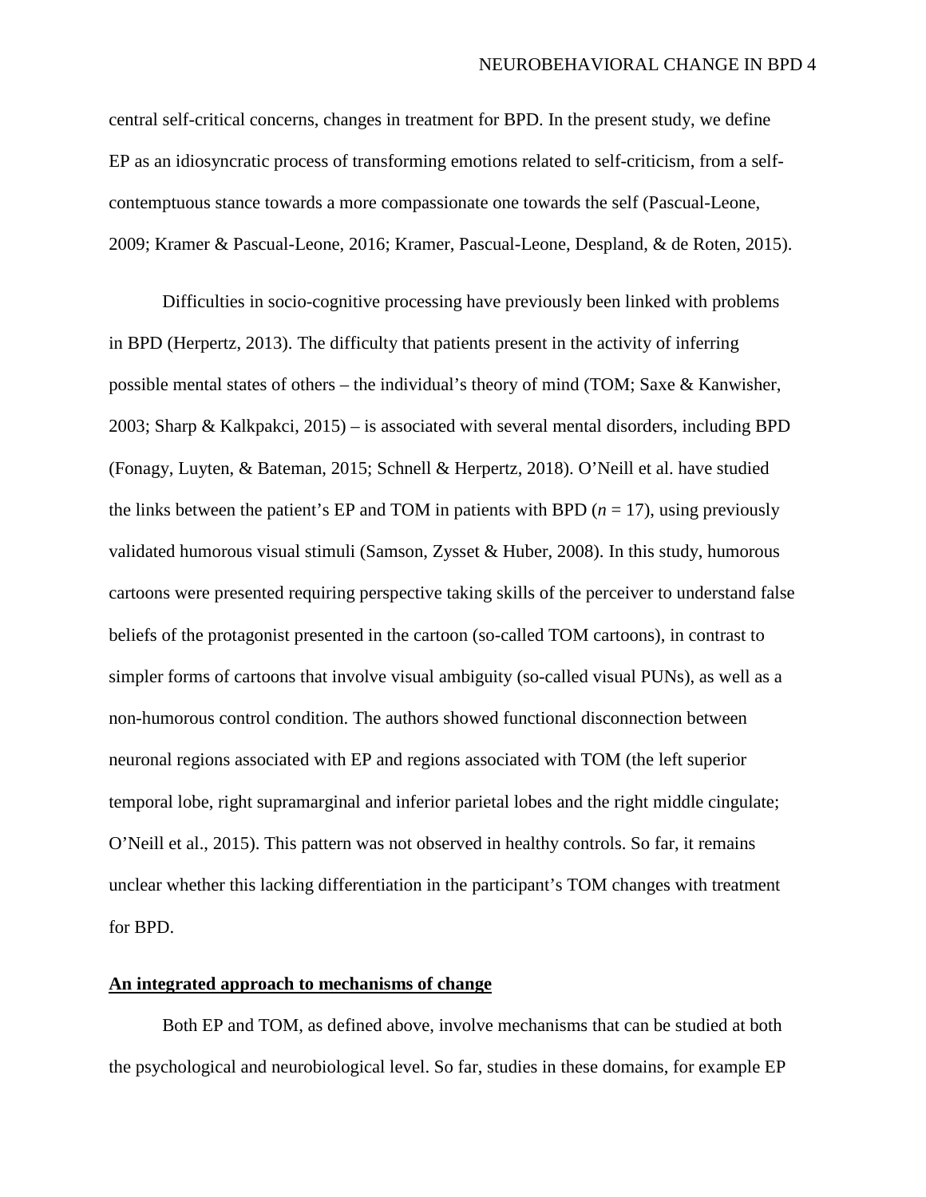central self-critical concerns, changes in treatment for BPD. In the present study, we define EP as an idiosyncratic process of transforming emotions related to self-criticism, from a self-contemptuous stance towards a more compassionate one towards the self (Pascual-Leone, 2009; Kramer & Pascual-Leone, 2016; Kramer, Pascual-Leone, Despland, & de Roten, 2015).

Difficulties in socio-cognitive processing have previously been linked with problems in BPD (Herpertz, 2013). The difficulty that patients present in the activity of inferring possible mental states of others – the individual's theory of mind (TOM; Saxe & Kanwisher, 2003; Sharp & Kalkpakci, 2015) – is associated with several mental disorders, including BPD (Fonagy, Luyten, & Bateman, 2015; Schnell & Herpertz, 2018). O'Neill et al. have studied the links between the patient's EP and TOM in patients with BPD ($n = 17$), using previously validated humorous visual stimuli (Samson, Zysset & Huber, 2008). In this study, humorous cartoons were presented requiring perspective taking skills of the perceiver to understand false beliefs of the protagonist presented in the cartoon (so-called TOM cartoons), in contrast to simpler forms of cartoons that involve visual ambiguity (so-called visual PUNs), as well as a non-humorous control condition. The authors showed functional disconnection between neuronal regions associated with EP and regions associated with TOM (the left superior temporal lobe, right supramarginal and inferior parietal lobes and the right middle cingulate; O'Neill et al., 2015). This pattern was not observed in healthy controls. So far, it remains unclear whether this lacking differentiation in the participant's TOM changes with treatment for BPD.

**An integrated approach to mechanisms of change**

Both EP and TOM, as defined above, involve mechanisms that can be studied at both the psychological and neurobiological level. So far, studies in these domains, for example EP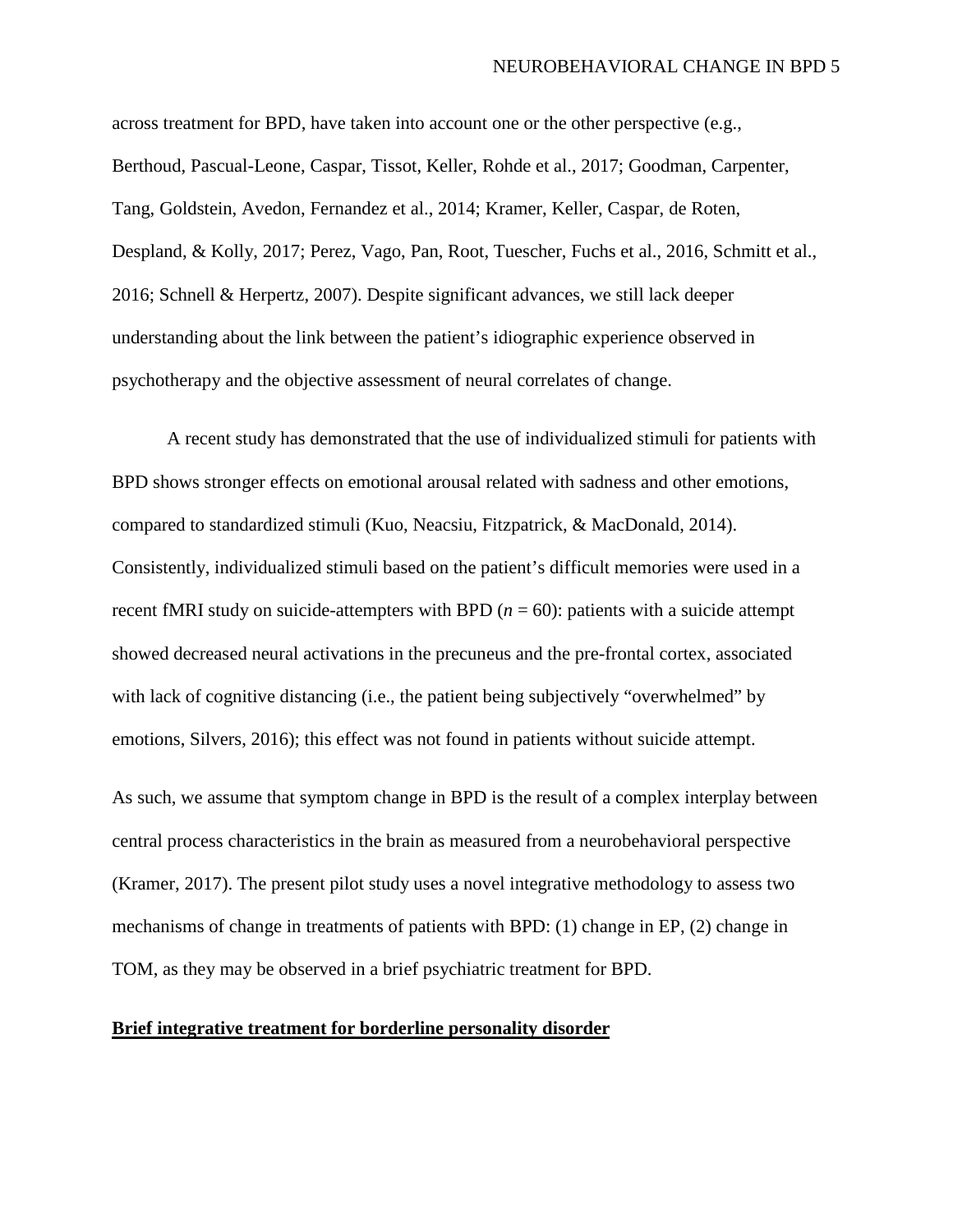across treatment for BPD, have taken into account one or the other perspective (e.g., Berthoud, Pascual-Leone, Caspar, Tissot, Keller, Rohde et al., 2017; Goodman, Carpenter, Tang, Goldstein, Avedon, Fernandez et al., 2014; Kramer, Keller, Caspar, de Roten, Despland, & Kolly, 2017; Perez, Vago, Pan, Root, Tuescher, Fuchs et al., 2016, Schmitt et al., 2016; Schnell & Herpertz, 2007). Despite significant advances, we still lack deeper understanding about the link between the patient's idiographic experience observed in psychotherapy and the objective assessment of neural correlates of change.

A recent study has demonstrated that the use of individualized stimuli for patients with BPD shows stronger effects on emotional arousal related with sadness and other emotions, compared to standardized stimuli (Kuo, Neacsiu, Fitzpatrick, & MacDonald, 2014). Consistently, individualized stimuli based on the patient's difficult memories were used in a recent fMRI study on suicide-attempters with BPD (*n* = 60): patients with a suicide attempt showed decreased neural activations in the precuneus and the pre-frontal cortex, associated with lack of cognitive distancing (i.e., the patient being subjectively "overwhelmed" by emotions, Silvers, 2016); this effect was not found in patients without suicide attempt.

As such, we assume that symptom change in BPD is the result of a complex interplay between central process characteristics in the brain as measured from a neurobehavioral perspective (Kramer, 2017). The present pilot study uses a novel integrative methodology to assess two mechanisms of change in treatments of patients with BPD: (1) change in EP, (2) change in TOM, as they may be observed in a brief psychiatric treatment for BPD.

## Brief integrative treatment for borderline personality disorder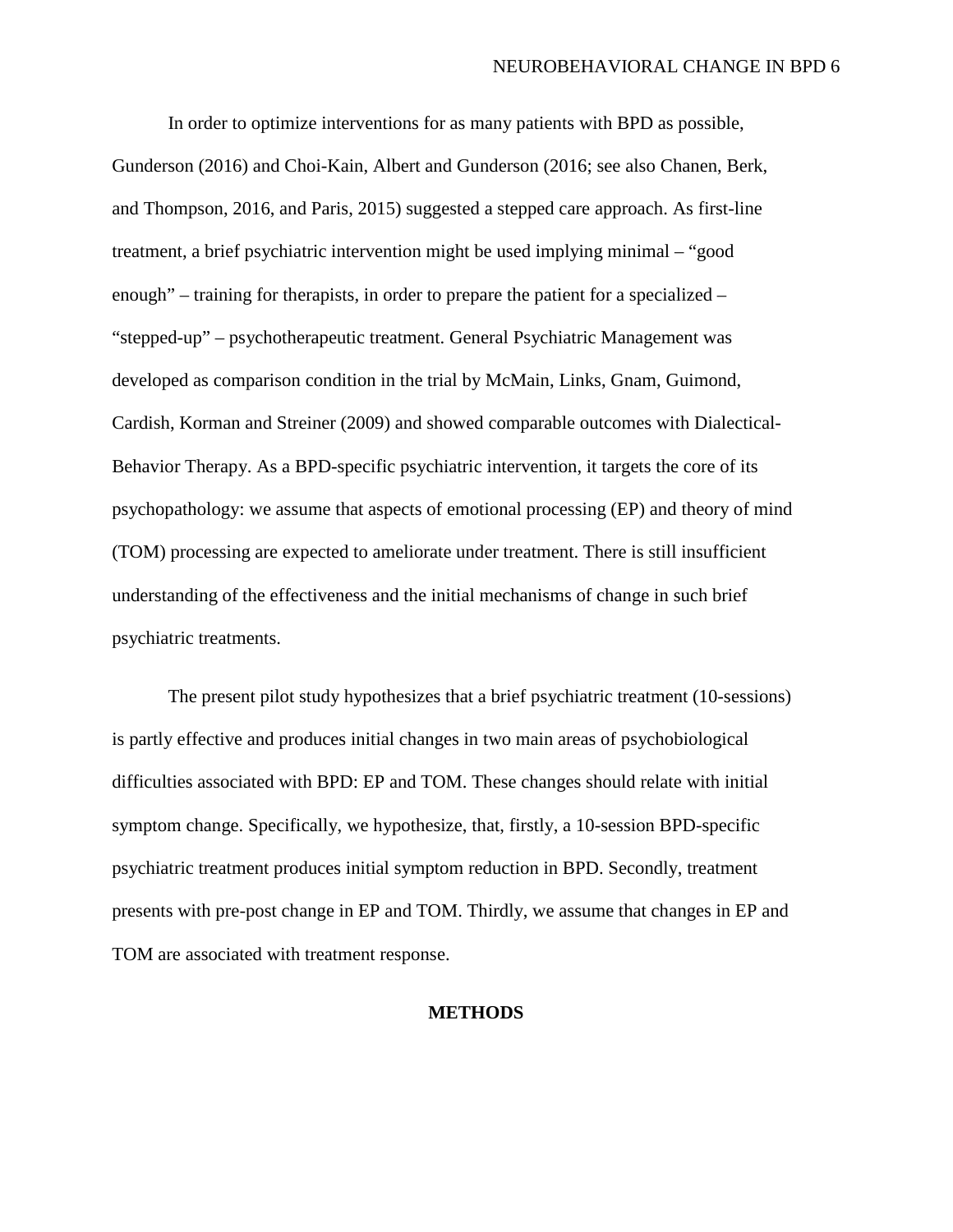In order to optimize interventions for as many patients with BPD as possible, Gunderson (2016) and Choi-Kain, Albert and Gunderson (2016; see also Chanen, Berk, and Thompson, 2016, and Paris, 2015) suggested a stepped care approach. As first-line treatment, a brief psychiatric intervention might be used implying minimal – "good enough" – training for therapists, in order to prepare the patient for a specialized – "stepped-up" – psychotherapeutic treatment. General Psychiatric Management was developed as comparison condition in the trial by McMain, Links, Gnam, Guimond, Cardish, Korman and Streiner (2009) and showed comparable outcomes with Dialectical-Behavior Therapy. As a BPD-specific psychiatric intervention, it targets the core of its psychopathology: we assume that aspects of emotional processing (EP) and theory of mind (TOM) processing are expected to ameliorate under treatment. There is still insufficient understanding of the effectiveness and the initial mechanisms of change in such brief psychiatric treatments.

The present pilot study hypothesizes that a brief psychiatric treatment (10-sessions) is partly effective and produces initial changes in two main areas of psychobiological difficulties associated with BPD: EP and TOM. These changes should relate with initial symptom change. Specifically, we hypothesize, that, firstly, a 10-session BPD-specific psychiatric treatment produces initial symptom reduction in BPD. Secondly, treatment presents with pre-post change in EP and TOM. Thirdly, we assume that changes in EP and TOM are associated with treatment response.

## METHODS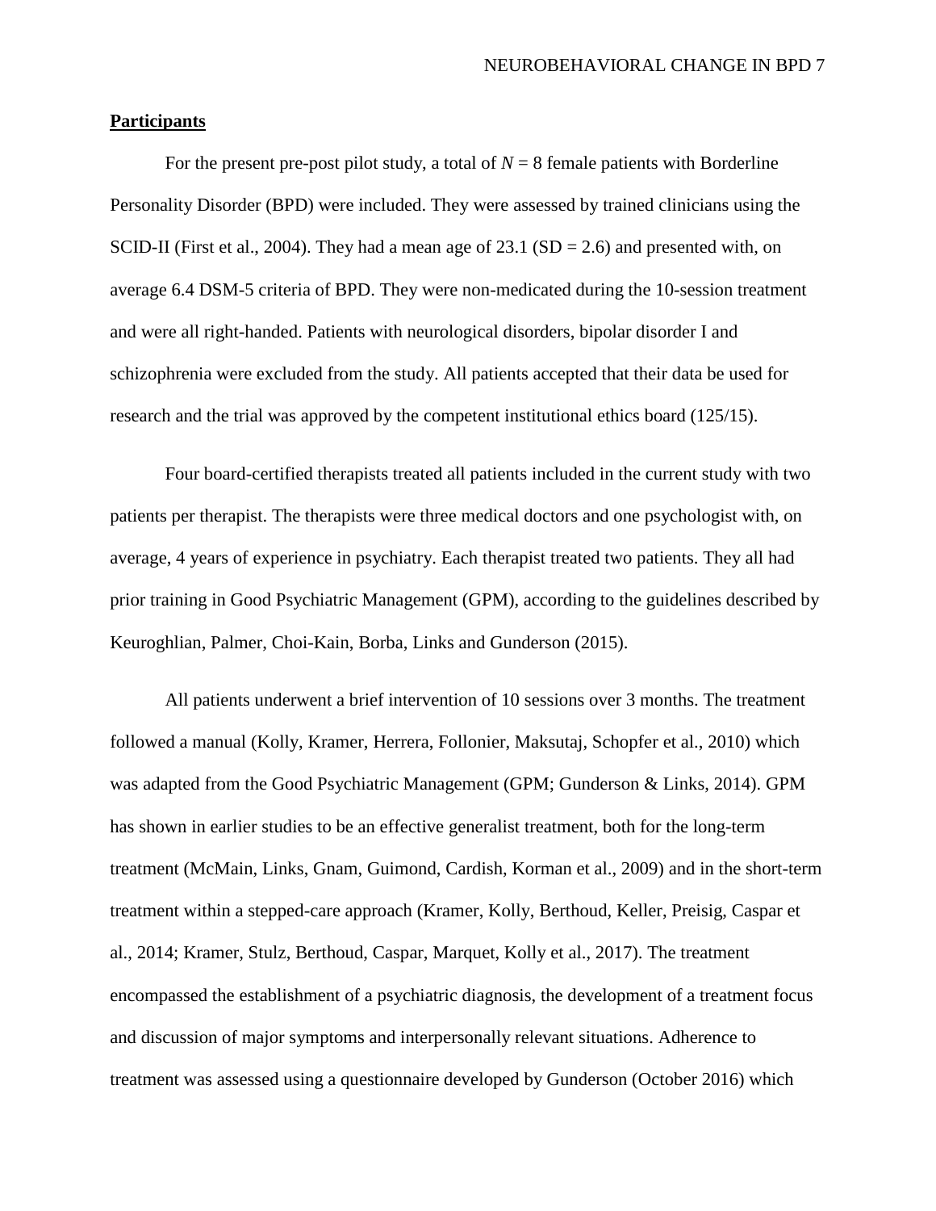**Participants**

For the present pre-post pilot study, a total of $N = 8$ female patients with Borderline Personality Disorder (BPD) were included. They were assessed by trained clinicians using the SCID-II (First et al., 2004). They had a mean age of 23.1 (SD = 2.6) and presented with, on average 6.4 DSM-5 criteria of BPD. They were non-medicated during the 10-session treatment and were all right-handed. Patients with neurological disorders, bipolar disorder I and schizophrenia were excluded from the study. All patients accepted that their data be used for research and the trial was approved by the competent institutional ethics board (125/15).

Four board-certified therapists treated all patients included in the current study with two patients per therapist. The therapists were three medical doctors and one psychologist with, on average, 4 years of experience in psychiatry. Each therapist treated two patients. They all had prior training in Good Psychiatric Management (GPM), according to the guidelines described by Keuroghlian, Palmer, Choi-Kain, Borba, Links and Gunderson (2015).

All patients underwent a brief intervention of 10 sessions over 3 months. The treatment followed a manual (Kolly, Kramer, Herrera, Follonier, Maksutaj, Schopfer et al., 2010) which was adapted from the Good Psychiatric Management (GPM; Gunderson & Links, 2014). GPM has shown in earlier studies to be an effective generalist treatment, both for the long-term treatment (McMain, Links, Gnam, Guimond, Cardish, Korman et al., 2009) and in the short-term treatment within a stepped-care approach (Kramer, Kolly, Berthoud, Keller, Preisig, Caspar et al., 2014; Kramer, Stulz, Berthoud, Caspar, Marquet, Kolly et al., 2017). The treatment encompassed the establishment of a psychiatric diagnosis, the development of a treatment focus and discussion of major symptoms and interpersonally relevant situations. Adherence to treatment was assessed using a questionnaire developed by Gunderson (October 2016) which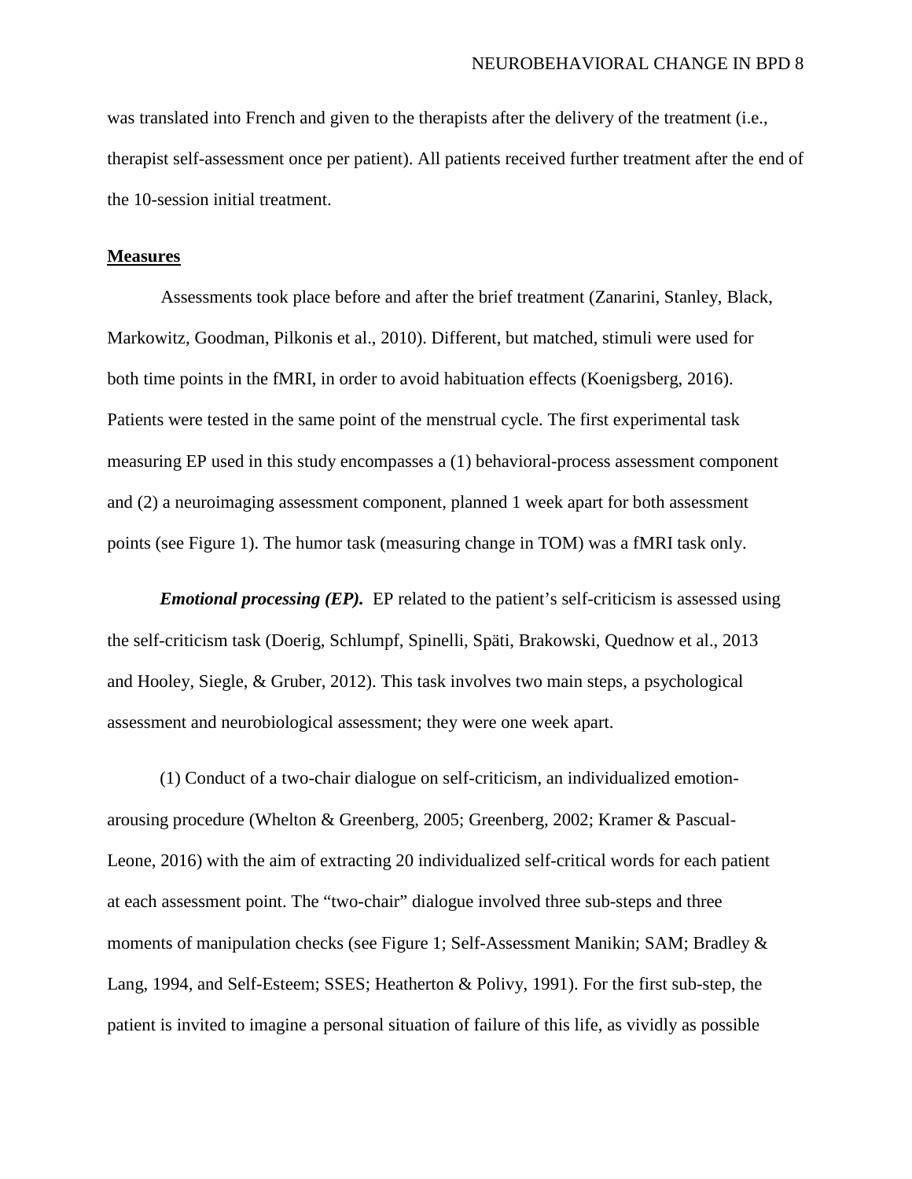was translated into French and given to the therapists after the delivery of the treatment (i.e., therapist self-assessment once per patient). All patients received further treatment after the end of the 10-session initial treatment.

## Measures

Assessments took place before and after the brief treatment (Zanarini, Stanley, Black, Markowitz, Goodman, Pilkonis et al., 2010). Different, but matched, stimuli were used for both time points in the fMRI, in order to avoid habituation effects (Koenigsberg, 2016). Patients were tested in the same point of the menstrual cycle. The first experimental task measuring EP used in this study encompasses a (1) behavioral-process assessment component and (2) a neuroimaging assessment component, planned 1 week apart for both assessment points (see Figure 1). The humor task (measuring change in TOM) was a fMRI task only.

***Emotional processing (EP).*** EP related to the patient's self-criticism is assessed using the self-criticism task (Doerig, Schlumpf, Spinelli, Späti, Brakowski, Quednow et al., 2013 and Hooley, Siegle, & Gruber, 2012). This task involves two main steps, a psychological assessment and neurobiological assessment; they were one week apart.

(1) Conduct of a two-chair dialogue on self-criticism, an individualized emotion-arousing procedure (Whelton & Greenberg, 2005; Greenberg, 2002; Kramer & Pascual-Leone, 2016) with the aim of extracting 20 individualized self-critical words for each patient at each assessment point. The "two-chair" dialogue involved three sub-steps and three moments of manipulation checks (see Figure 1; Self-Assessment Manikin; SAM; Bradley & Lang, 1994, and Self-Esteem; SSES; Heatherton & Polivy, 1991). For the first sub-step, the patient is invited to imagine a personal situation of failure of this life, as vividly as possible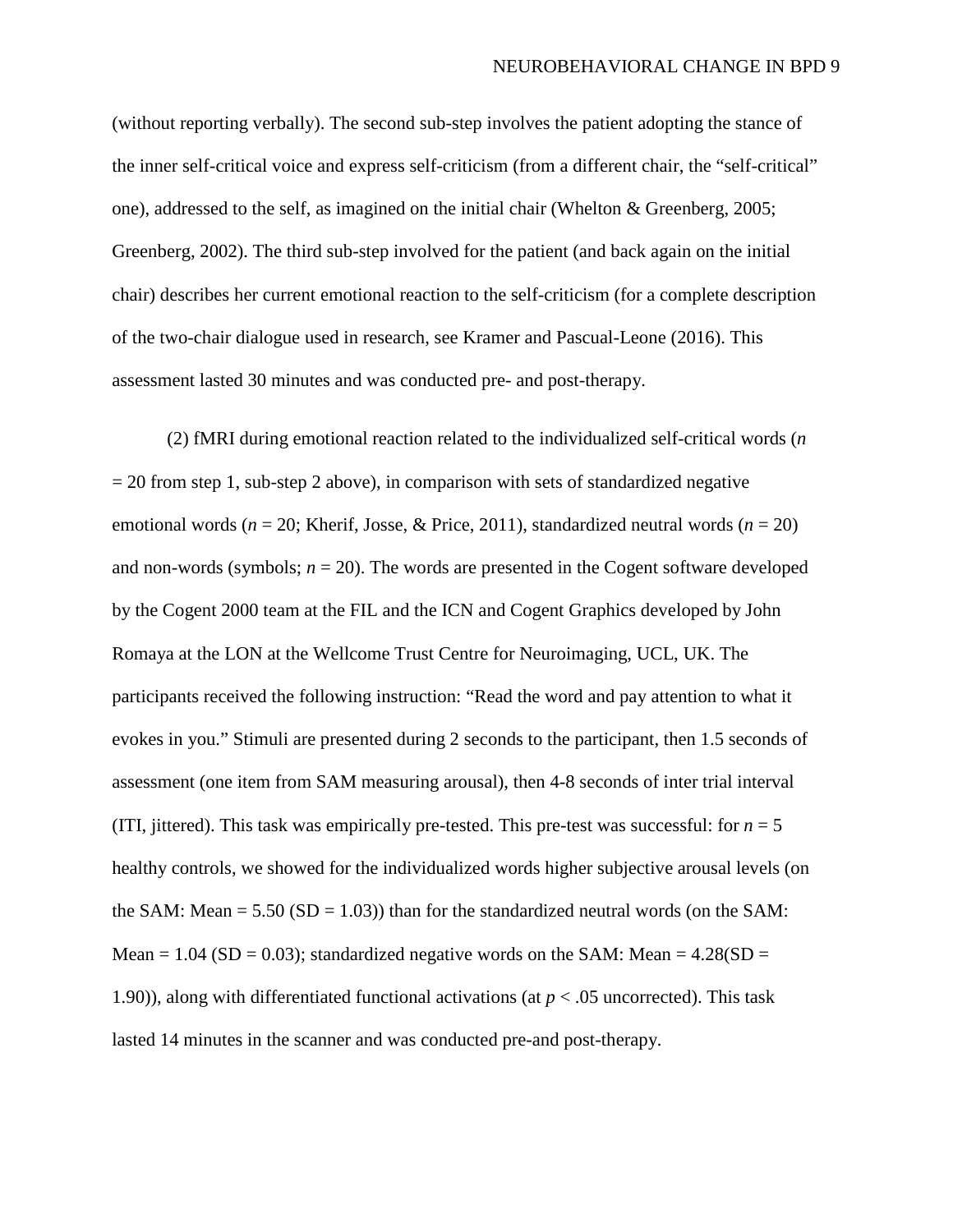(without reporting verbally). The second sub-step involves the patient adopting the stance of the inner self-critical voice and express self-criticism (from a different chair, the “self-critical” one), addressed to the self, as imagined on the initial chair (Whelton & Greenberg, 2005; Greenberg, 2002). The third sub-step involved for the patient (and back again on the initial chair) describes her current emotional reaction to the self-criticism (for a complete description of the two-chair dialogue used in research, see Kramer and Pascual-Leone (2016). This assessment lasted 30 minutes and was conducted pre- and post-therapy.

(2) fMRI during emotional reaction related to the individualized self-critical words ($n = 20$ from step 1, sub-step 2 above), in comparison with sets of standardized negative emotional words ($n = 20$; Kherif, Josse, & Price, 2011), standardized neutral words ($n = 20$) and non-words (symbols; $n = 20$). The words are presented in the Cogent software developed by the Cogent 2000 team at the FIL and the ICN and Cogent Graphics developed by John Romaya at the LON at the Wellcome Trust Centre for Neuroimaging, UCL, UK. The participants received the following instruction: “Read the word and pay attention to what it evokes in you.” Stimuli are presented during 2 seconds to the participant, then 1.5 seconds of assessment (one item from SAM measuring arousal), then 4-8 seconds of inter trial interval (ITI, jittered). This task was empirically pre-tested. This pre-test was successful: for $n = 5$ healthy controls, we showed for the individualized words higher subjective arousal levels (on the SAM: Mean = 5.50 (SD = 1.03)) than for the standardized neutral words (on the SAM: Mean = 1.04 (SD = 0.03); standardized negative words on the SAM: Mean = 4.28(SD = 1.90)), along with differentiated functional activations (at $p < .05$ uncorrected). This task lasted 14 minutes in the scanner and was conducted pre-and post-therapy.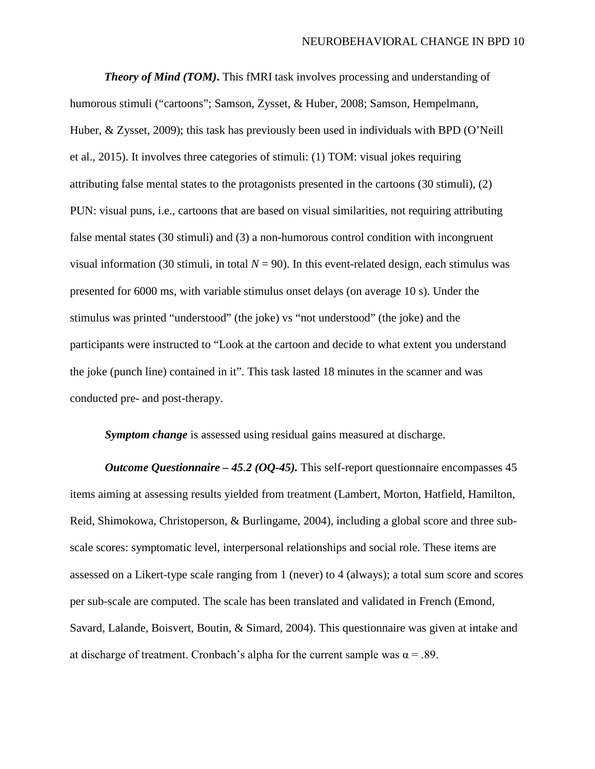***Theory of Mind (TOM).*** This fMRI task involves processing and understanding of humorous stimuli ("cartoons"; Samson, Zysset, & Huber, 2008; Samson, Hempelmann, Huber, & Zysset, 2009); this task has previously been used in individuals with BPD (O'Neill et al., 2015). It involves three categories of stimuli: (1) TOM: visual jokes requiring attributing false mental states to the protagonists presented in the cartoons (30 stimuli), (2) PUN: visual puns, i.e., cartoons that are based on visual similarities, not requiring attributing false mental states (30 stimuli) and (3) a non-humorous control condition with incongruent visual information (30 stimuli, in total $N = 90$). In this event-related design, each stimulus was presented for 6000 ms, with variable stimulus onset delays (on average 10 s). Under the stimulus was printed "understood" (the joke) vs "not understood" (the joke) and the participants were instructed to "Look at the cartoon and decide to what extent you understand the joke (punch line) contained in it". This task lasted 18 minutes in the scanner and was conducted pre- and post-therapy.

***Symptom change*** is assessed using residual gains measured at discharge.

***Outcome Questionnaire – 45.2 (OQ-45).*** This self-report questionnaire encompasses 45 items aiming at assessing results yielded from treatment (Lambert, Morton, Hatfield, Hamilton, Reid, Shimokowa, Christoperson, & Burlingame, 2004), including a global score and three sub-scale scores: symptomatic level, interpersonal relationships and social role. These items are assessed on a Likert-type scale ranging from 1 (never) to 4 (always); a total sum score and scores per sub-scale are computed. The scale has been translated and validated in French (Emond, Savard, Lalande, Boisvert, Boutin, & Simard, 2004). This questionnaire was given at intake and at discharge of treatment. Cronbach's alpha for the current sample was $\alpha = .89$.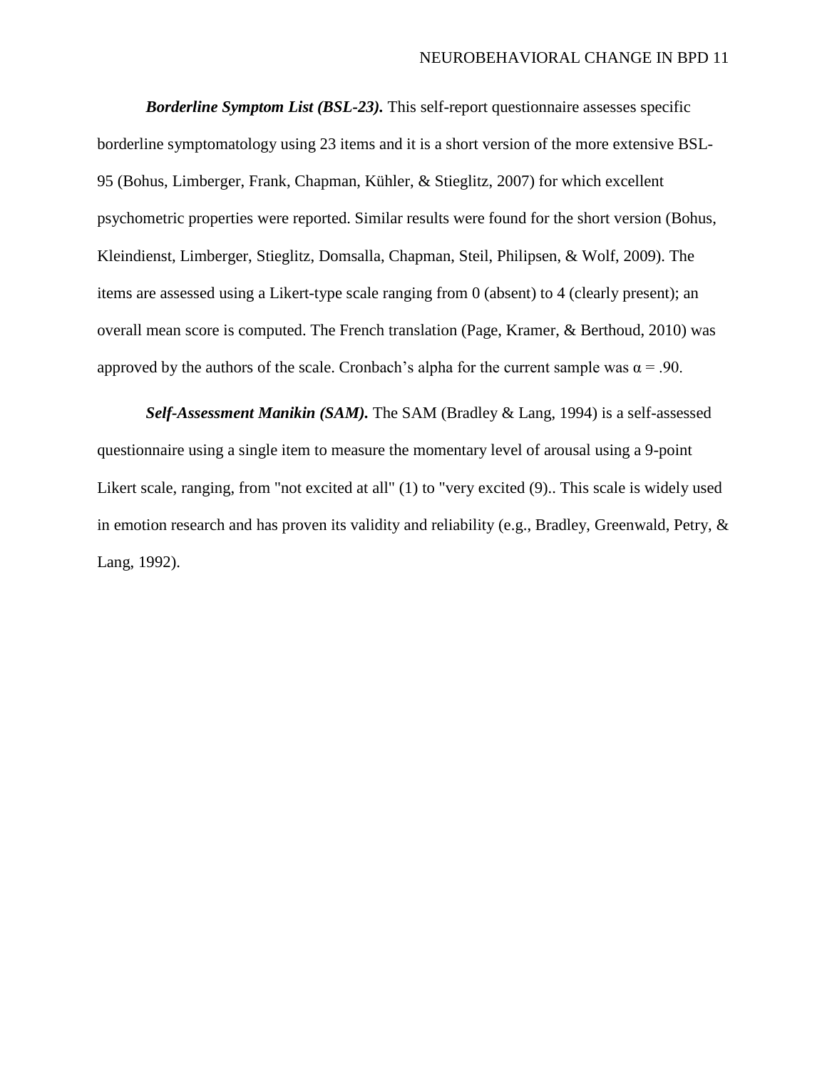***Borderline Symptom List (BSL-23).*** This self-report questionnaire assesses specific borderline symptomatology using 23 items and it is a short version of the more extensive BSL-95 (Bohus, Limberger, Frank, Chapman, Kühler, & Stieglitz, 2007) for which excellent psychometric properties were reported. Similar results were found for the short version (Bohus, Kleindienst, Limberger, Stieglitz, Domsalla, Chapman, Steil, Philipsen, & Wolf, 2009). The items are assessed using a Likert-type scale ranging from 0 (absent) to 4 (clearly present); an overall mean score is computed. The French translation (Page, Kramer, & Berthoud, 2010) was approved by the authors of the scale. Cronbach's alpha for the current sample was $\alpha = .90$.

***Self-Assessment Manikin (SAM).*** The SAM (Bradley & Lang, 1994) is a self-assessed questionnaire using a single item to measure the momentary level of arousal using a 9-point Likert scale, ranging, from "not excited at all" (1) to "very excited (9).. This scale is widely used in emotion research and has proven its validity and reliability (e.g., Bradley, Greenwald, Petry, & Lang, 1992).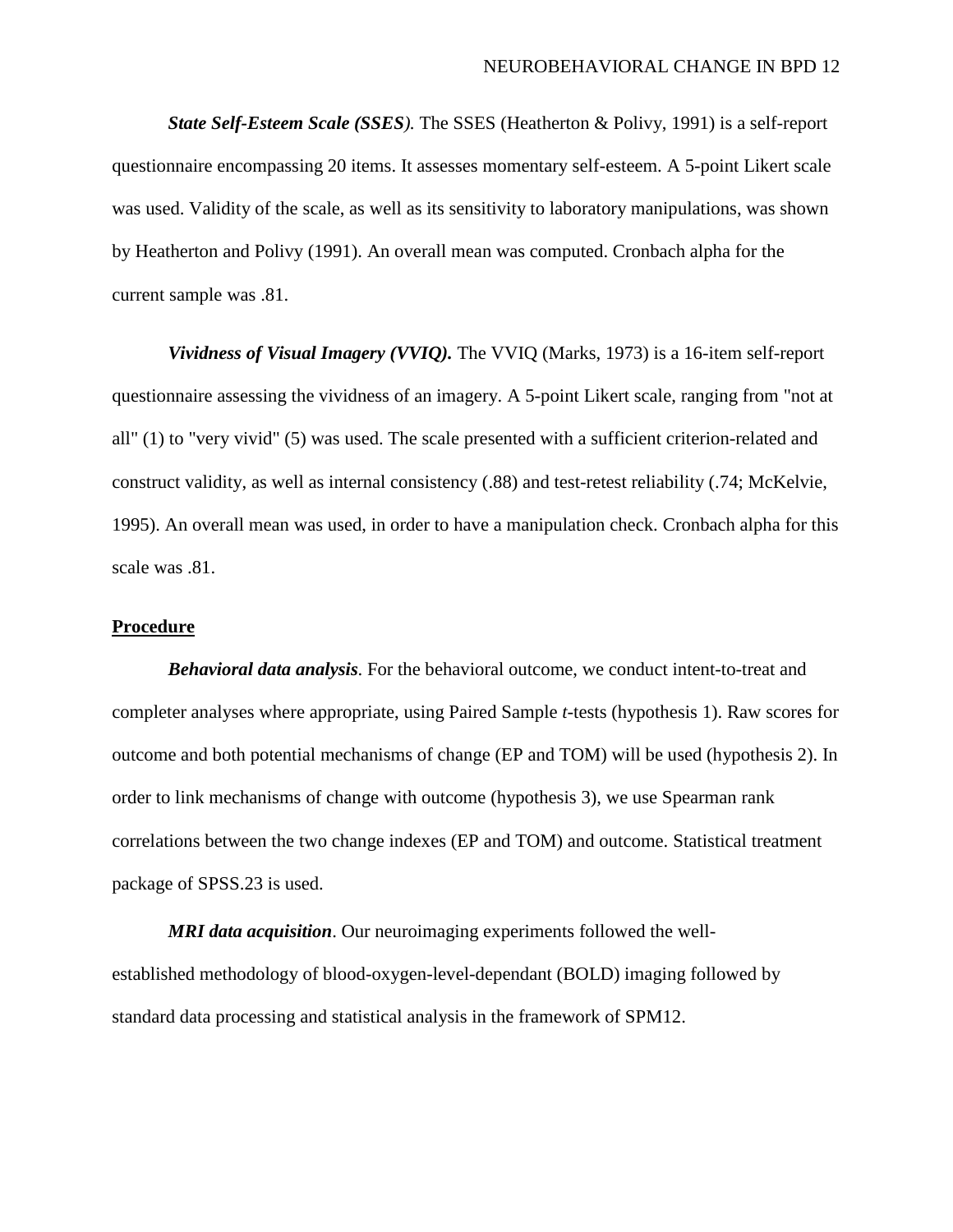***State Self-Esteem Scale (SSES*)*.* The SSES (Heatherton & Polivy, 1991) is a self-report questionnaire encompassing 20 items. It assesses momentary self-esteem. A 5-point Likert scale was used. Validity of the scale, as well as its sensitivity to laboratory manipulations, was shown by Heatherton and Polivy (1991). An overall mean was computed. Cronbach alpha for the current sample was .81.

***Vividness of Visual Imagery (VVIQ).*** The VVIQ (Marks, 1973) is a 16-item self-report questionnaire assessing the vividness of an imagery. A 5-point Likert scale, ranging from "not at all" (1) to "very vivid" (5) was used. The scale presented with a sufficient criterion-related and construct validity, as well as internal consistency (.88) and test-retest reliability (.74; McKelvie, 1995). An overall mean was used, in order to have a manipulation check. Cronbach alpha for this scale was .81.

## Procedure

***Behavioral data analysis***. For the behavioral outcome, we conduct intent-to-treat and completer analyses where appropriate, using Paired Sample *t*-tests (hypothesis 1). Raw scores for outcome and both potential mechanisms of change (EP and TOM) will be used (hypothesis 2). In order to link mechanisms of change with outcome (hypothesis 3), we use Spearman rank correlations between the two change indexes (EP and TOM) and outcome. Statistical treatment package of SPSS.23 is used.

***MRI data acquisition***. Our neuroimaging experiments followed the well-established methodology of blood-oxygen-level-dependant (BOLD) imaging followed by standard data processing and statistical analysis in the framework of SPM12.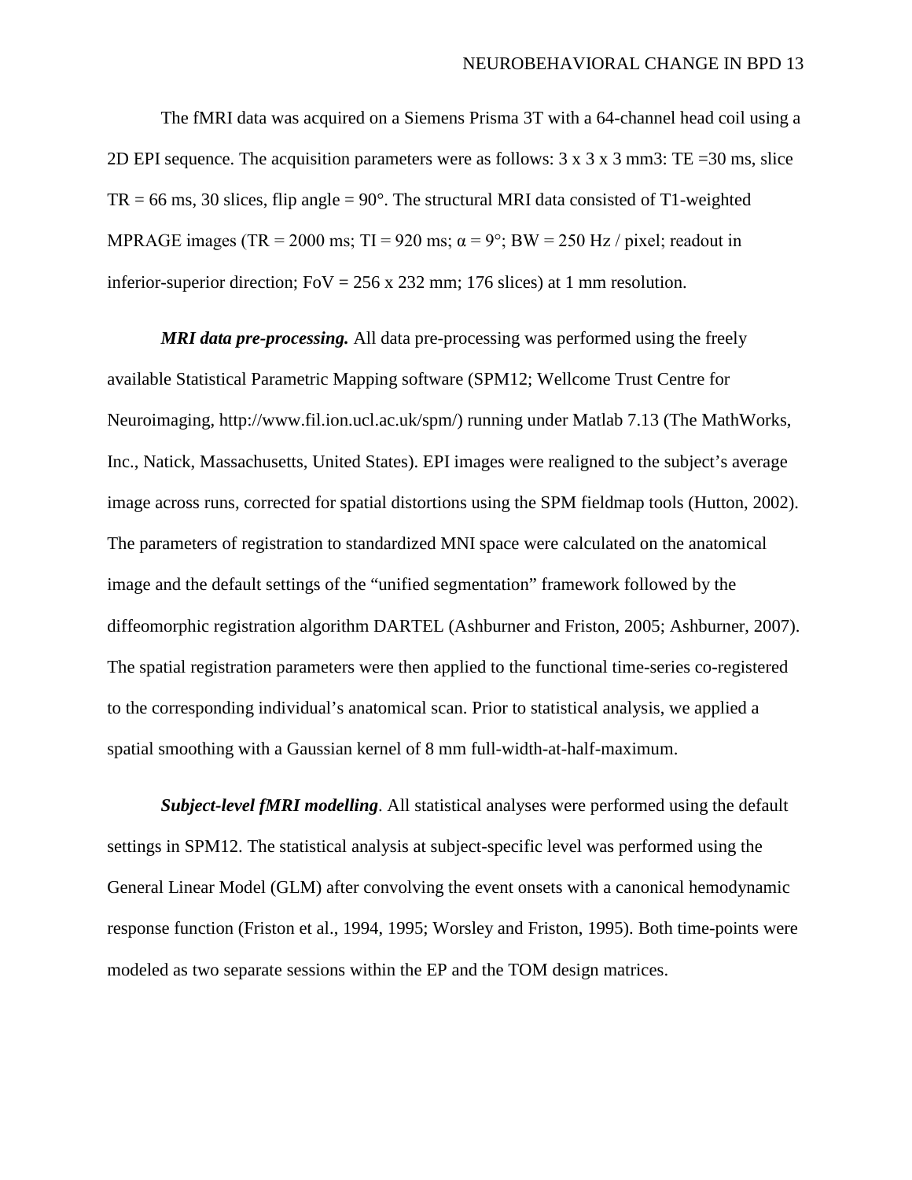The fMRI data was acquired on a Siemens Prisma 3T with a 64-channel head coil using a 2D EPI sequence. The acquisition parameters were as follows: 3 x 3 x 3 mm3: TE =30 ms, slice TR = 66 ms, 30 slices, flip angle = 90°. The structural MRI data consisted of T1-weighted MPRAGE images (TR = 2000 ms; TI = 920 ms; α = 9°; BW = 250 Hz / pixel; readout in inferior-superior direction; FoV = 256 x 232 mm; 176 slices) at 1 mm resolution.

***MRI data pre-processing.*** All data pre-processing was performed using the freely available Statistical Parametric Mapping software (SPM12; Wellcome Trust Centre for Neuroimaging, http://www.fil.ion.ucl.ac.uk/spm/) running under Matlab 7.13 (The MathWorks, Inc., Natick, Massachusetts, United States). EPI images were realigned to the subject's average image across runs, corrected for spatial distortions using the SPM fieldmap tools (Hutton, 2002). The parameters of registration to standardized MNI space were calculated on the anatomical image and the default settings of the "unified segmentation" framework followed by the diffeomorphic registration algorithm DARTEL (Ashburner and Friston, 2005; Ashburner, 2007). The spatial registration parameters were then applied to the functional time-series co-registered to the corresponding individual's anatomical scan. Prior to statistical analysis, we applied a spatial smoothing with a Gaussian kernel of 8 mm full-width-at-half-maximum.

***Subject-level fMRI modelling***. All statistical analyses were performed using the default settings in SPM12. The statistical analysis at subject-specific level was performed using the General Linear Model (GLM) after convolving the event onsets with a canonical hemodynamic response function (Friston et al., 1994, 1995; Worsley and Friston, 1995). Both time-points were modeled as two separate sessions within the EP and the TOM design matrices.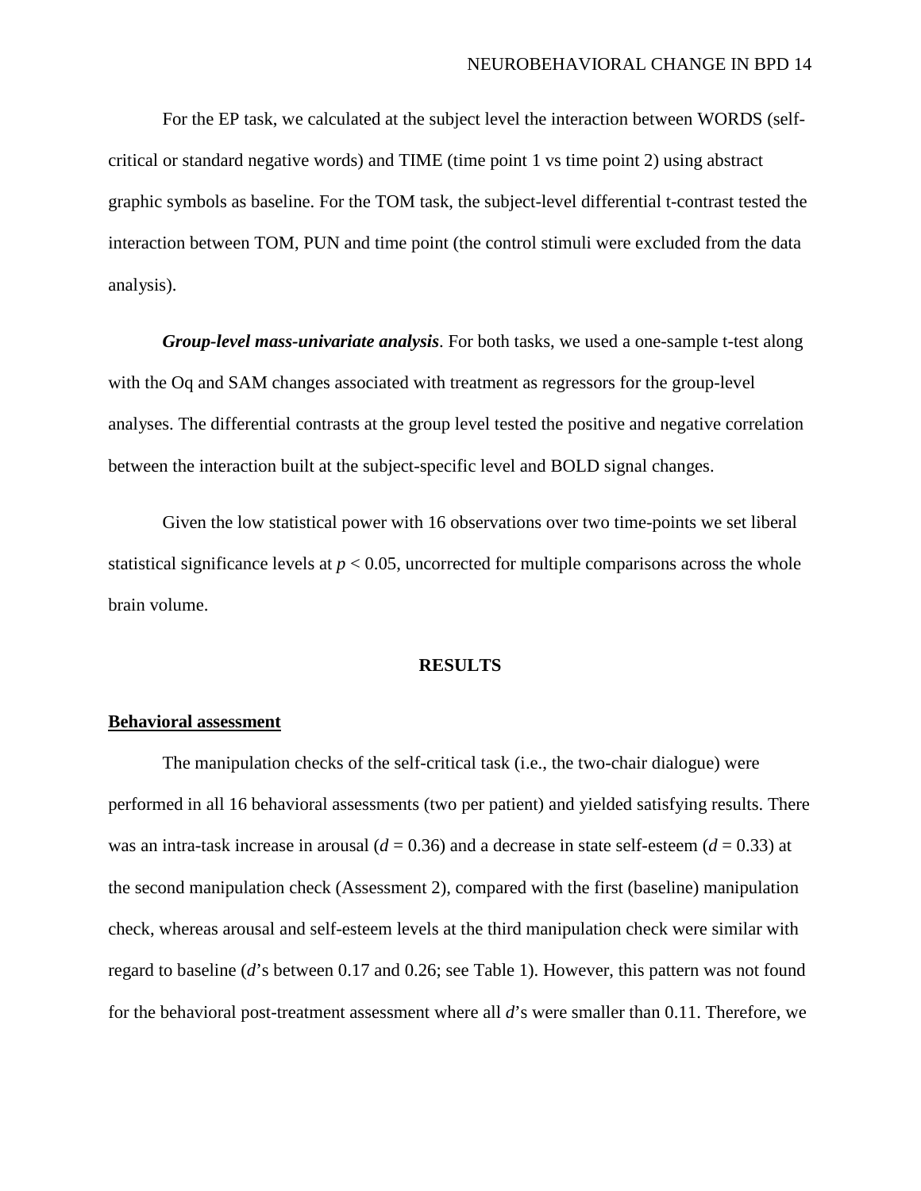For the EP task, we calculated at the subject level the interaction between WORDS (self-critical or standard negative words) and TIME (time point 1 vs time point 2) using abstract graphic symbols as baseline. For the TOM task, the subject-level differential t-contrast tested the interaction between TOM, PUN and time point (the control stimuli were excluded from the data analysis).

***Group-level mass-univariate analysis***. For both tasks, we used a one-sample t-test along with the Oq and SAM changes associated with treatment as regressors for the group-level analyses. The differential contrasts at the group level tested the positive and negative correlation between the interaction built at the subject-specific level and BOLD signal changes.

Given the low statistical power with 16 observations over two time-points we set liberal statistical significance levels at $p < 0.05$, uncorrected for multiple comparisons across the whole brain volume.

## RESULTS

### Behavioral assessment

The manipulation checks of the self-critical task (i.e., the two-chair dialogue) were performed in all 16 behavioral assessments (two per patient) and yielded satisfying results. There was an intra-task increase in arousal ($d = 0.36$) and a decrease in state self-esteem ($d = 0.33$) at the second manipulation check (Assessment 2), compared with the first (baseline) manipulation check, whereas arousal and self-esteem levels at the third manipulation check were similar with regard to baseline ($d$'s between 0.17 and 0.26; see Table 1). However, this pattern was not found for the behavioral post-treatment assessment where all $d$'s were smaller than 0.11. Therefore, we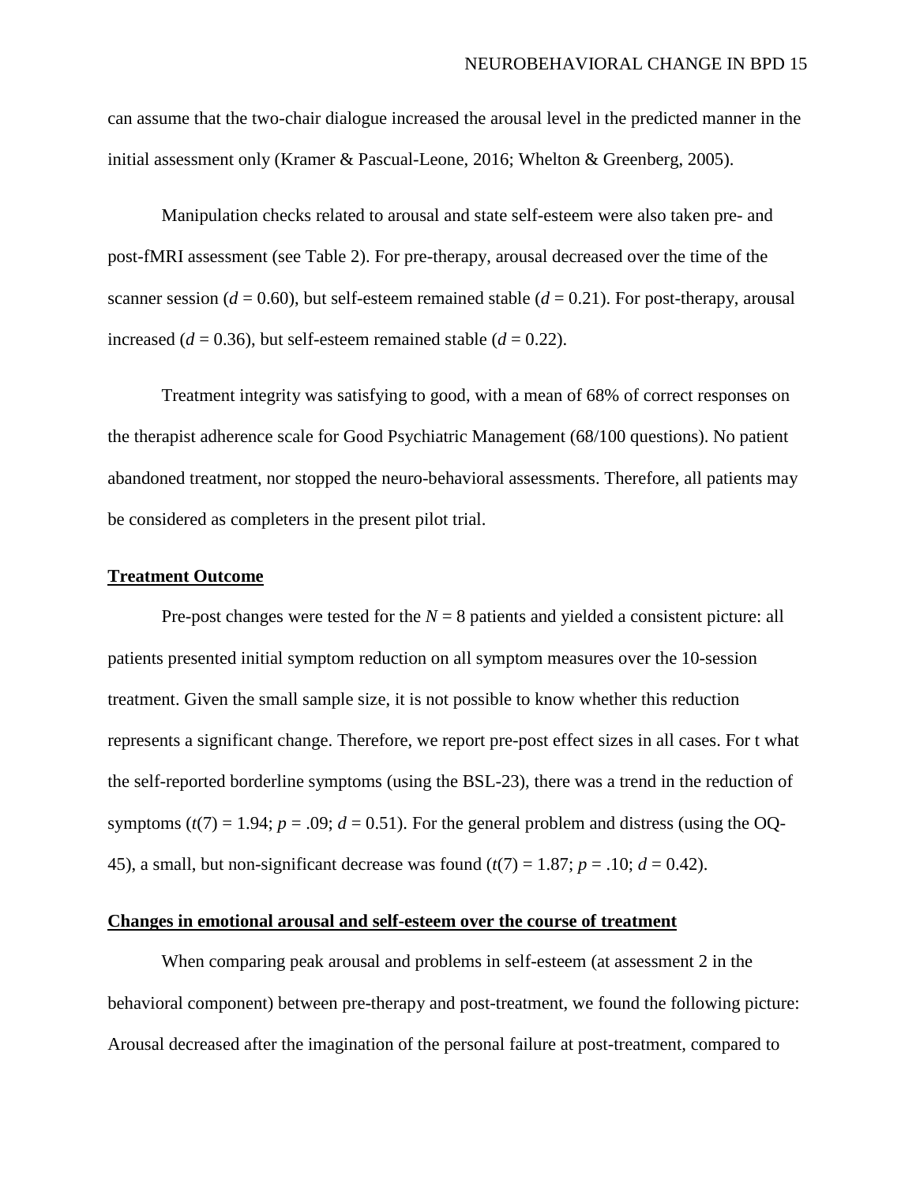can assume that the two-chair dialogue increased the arousal level in the predicted manner in the initial assessment only (Kramer & Pascual-Leone, 2016; Whelton & Greenberg, 2005).

Manipulation checks related to arousal and state self-esteem were also taken pre- and post-fMRI assessment (see Table 2). For pre-therapy, arousal decreased over the time of the scanner session ($d = 0.60$), but self-esteem remained stable ($d = 0.21$). For post-therapy, arousal increased ($d = 0.36$), but self-esteem remained stable ($d = 0.22$).

Treatment integrity was satisfying to good, with a mean of 68% of correct responses on the therapist adherence scale for Good Psychiatric Management (68/100 questions). No patient abandoned treatment, nor stopped the neuro-behavioral assessments. Therefore, all patients may be considered as completers in the present pilot trial.

## Treatment Outcome

Pre-post changes were tested for the $N = 8$ patients and yielded a consistent picture: all patients presented initial symptom reduction on all symptom measures over the 10-session treatment. Given the small sample size, it is not possible to know whether this reduction represents a significant change. Therefore, we report pre-post effect sizes in all cases. For t what the self-reported borderline symptoms (using the BSL-23), there was a trend in the reduction of symptoms ($t(7) = 1.94$; $p = .09$; $d = 0.51$). For the general problem and distress (using the OQ-45), a small, but non-significant decrease was found ($t(7) = 1.87$; $p = .10$; $d = 0.42$).

## Changes in emotional arousal and self-esteem over the course of treatment

When comparing peak arousal and problems in self-esteem (at assessment 2 in the behavioral component) between pre-therapy and post-treatment, we found the following picture: Arousal decreased after the imagination of the personal failure at post-treatment, compared to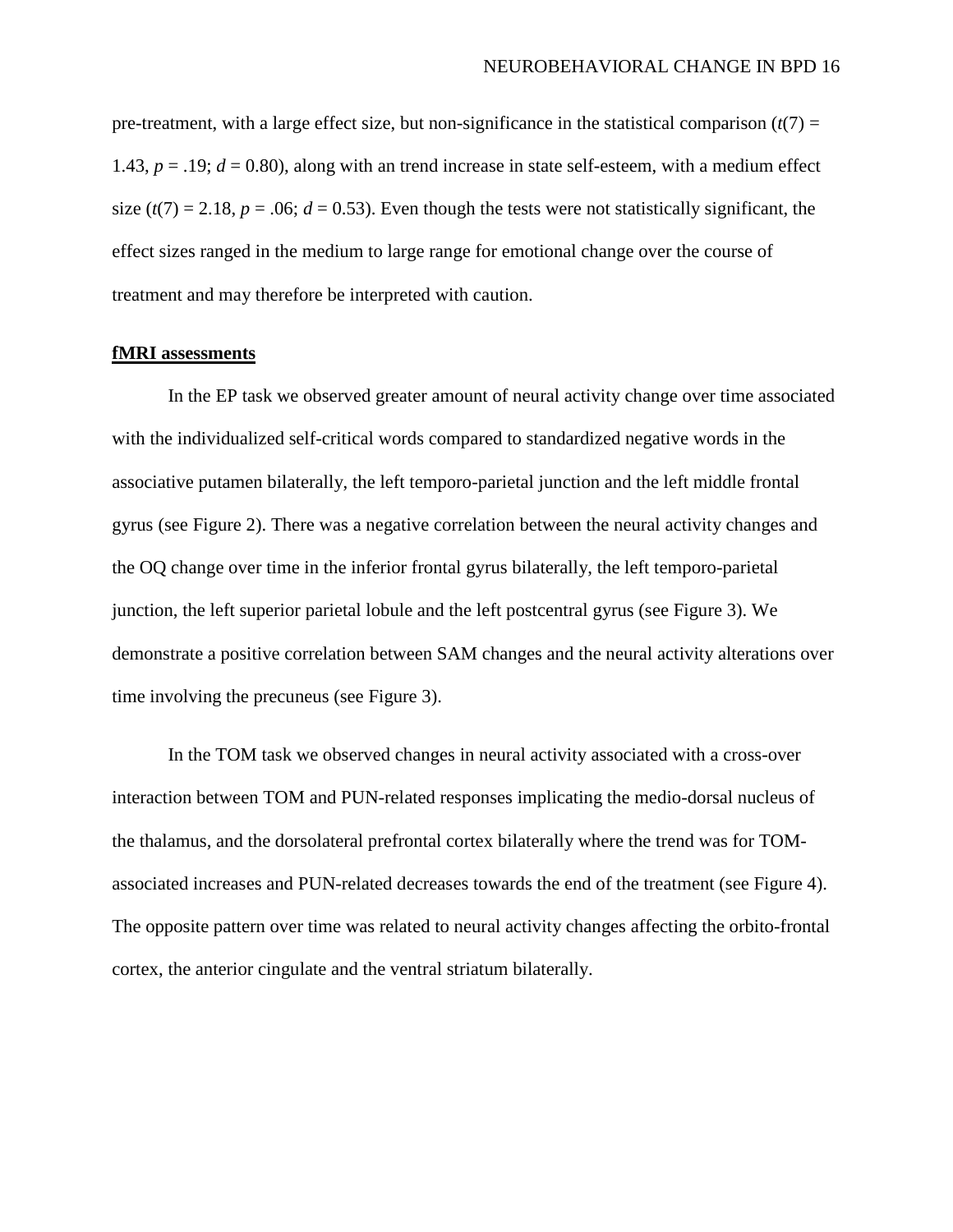pre-treatment, with a large effect size, but non-significance in the statistical comparison ($t(7) = 1.43$, $p = .19$; $d = 0.80$), along with an trend increase in state self-esteem, with a medium effect size ($t(7) = 2.18$, $p = .06$; $d = 0.53$). Even though the tests were not statistically significant, the effect sizes ranged in the medium to large range for emotional change over the course of treatment and may therefore be interpreted with caution.

**fMRI assessments**

In the EP task we observed greater amount of neural activity change over time associated with the individualized self-critical words compared to standardized negative words in the associative putamen bilaterally, the left temporo-parietal junction and the left middle frontal gyrus (see Figure 2). There was a negative correlation between the neural activity changes and the OQ change over time in the inferior frontal gyrus bilaterally, the left temporo-parietal junction, the left superior parietal lobule and the left postcentral gyrus (see Figure 3). We demonstrate a positive correlation between SAM changes and the neural activity alterations over time involving the precuneus (see Figure 3).

In the TOM task we observed changes in neural activity associated with a cross-over interaction between TOM and PUN-related responses implicating the medio-dorsal nucleus of the thalamus, and the dorsolateral prefrontal cortex bilaterally where the trend was for TOM-associated increases and PUN-related decreases towards the end of the treatment (see Figure 4). The opposite pattern over time was related to neural activity changes affecting the orbito-frontal cortex, the anterior cingulate and the ventral striatum bilaterally.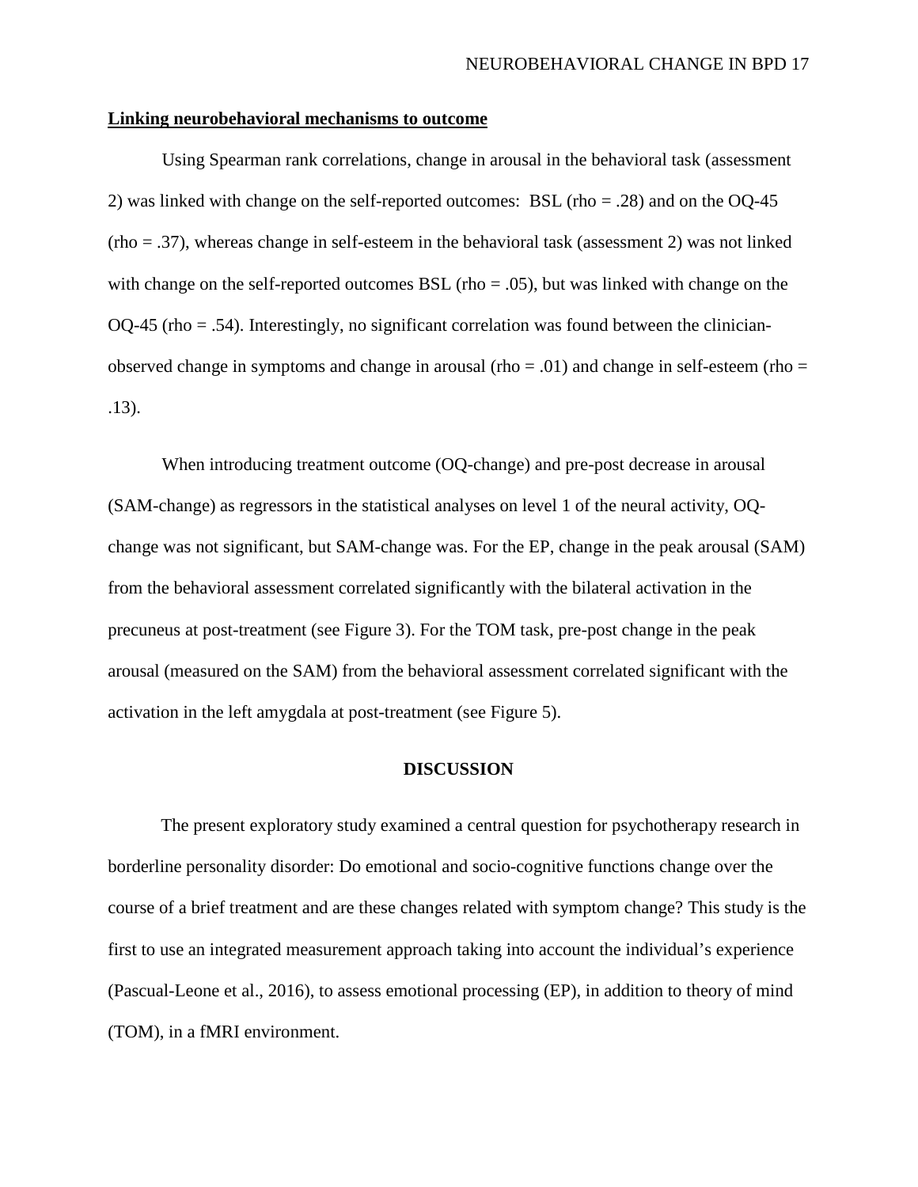## Linking neurobehavioral mechanisms to outcome

Using Spearman rank correlations, change in arousal in the behavioral task (assessment 2) was linked with change on the self-reported outcomes: BSL (rho = .28) and on the OQ-45 (rho = .37), whereas change in self-esteem in the behavioral task (assessment 2) was not linked with change on the self-reported outcomes BSL (rho = .05), but was linked with change on the OQ-45 (rho = .54). Interestingly, no significant correlation was found between the clinician-observed change in symptoms and change in arousal (rho = .01) and change in self-esteem (rho = .13).

When introducing treatment outcome (OQ-change) and pre-post decrease in arousal (SAM-change) as regressors in the statistical analyses on level 1 of the neural activity, OQ-change was not significant, but SAM-change was. For the EP, change in the peak arousal (SAM) from the behavioral assessment correlated significantly with the bilateral activation in the precuneus at post-treatment (see Figure 3). For the TOM task, pre-post change in the peak arousal (measured on the SAM) from the behavioral assessment correlated significant with the activation in the left amygdala at post-treatment (see Figure 5).

# DISCUSSION

The present exploratory study examined a central question for psychotherapy research in borderline personality disorder: Do emotional and socio-cognitive functions change over the course of a brief treatment and are these changes related with symptom change? This study is the first to use an integrated measurement approach taking into account the individual's experience (Pascual-Leone et al., 2016), to assess emotional processing (EP), in addition to theory of mind (TOM), in a fMRI environment.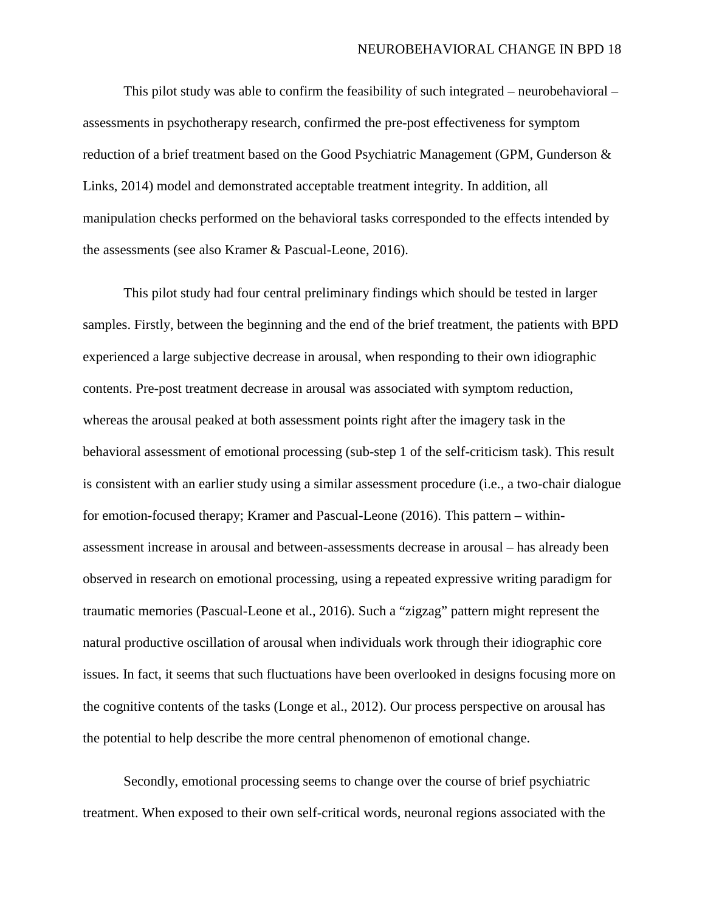This pilot study was able to confirm the feasibility of such integrated – neurobehavioral – assessments in psychotherapy research, confirmed the pre-post effectiveness for symptom reduction of a brief treatment based on the Good Psychiatric Management (GPM, Gunderson & Links, 2014) model and demonstrated acceptable treatment integrity. In addition, all manipulation checks performed on the behavioral tasks corresponded to the effects intended by the assessments (see also Kramer & Pascual-Leone, 2016).

This pilot study had four central preliminary findings which should be tested in larger samples. Firstly, between the beginning and the end of the brief treatment, the patients with BPD experienced a large subjective decrease in arousal, when responding to their own idiographic contents. Pre-post treatment decrease in arousal was associated with symptom reduction, whereas the arousal peaked at both assessment points right after the imagery task in the behavioral assessment of emotional processing (sub-step 1 of the self-criticism task). This result is consistent with an earlier study using a similar assessment procedure (i.e., a two-chair dialogue for emotion-focused therapy; Kramer and Pascual-Leone (2016). This pattern – within-assessment increase in arousal and between-assessments decrease in arousal – has already been observed in research on emotional processing, using a repeated expressive writing paradigm for traumatic memories (Pascual-Leone et al., 2016). Such a "zigzag" pattern might represent the natural productive oscillation of arousal when individuals work through their idiographic core issues. In fact, it seems that such fluctuations have been overlooked in designs focusing more on the cognitive contents of the tasks (Longe et al., 2012). Our process perspective on arousal has the potential to help describe the more central phenomenon of emotional change.

Secondly, emotional processing seems to change over the course of brief psychiatric treatment. When exposed to their own self-critical words, neuronal regions associated with the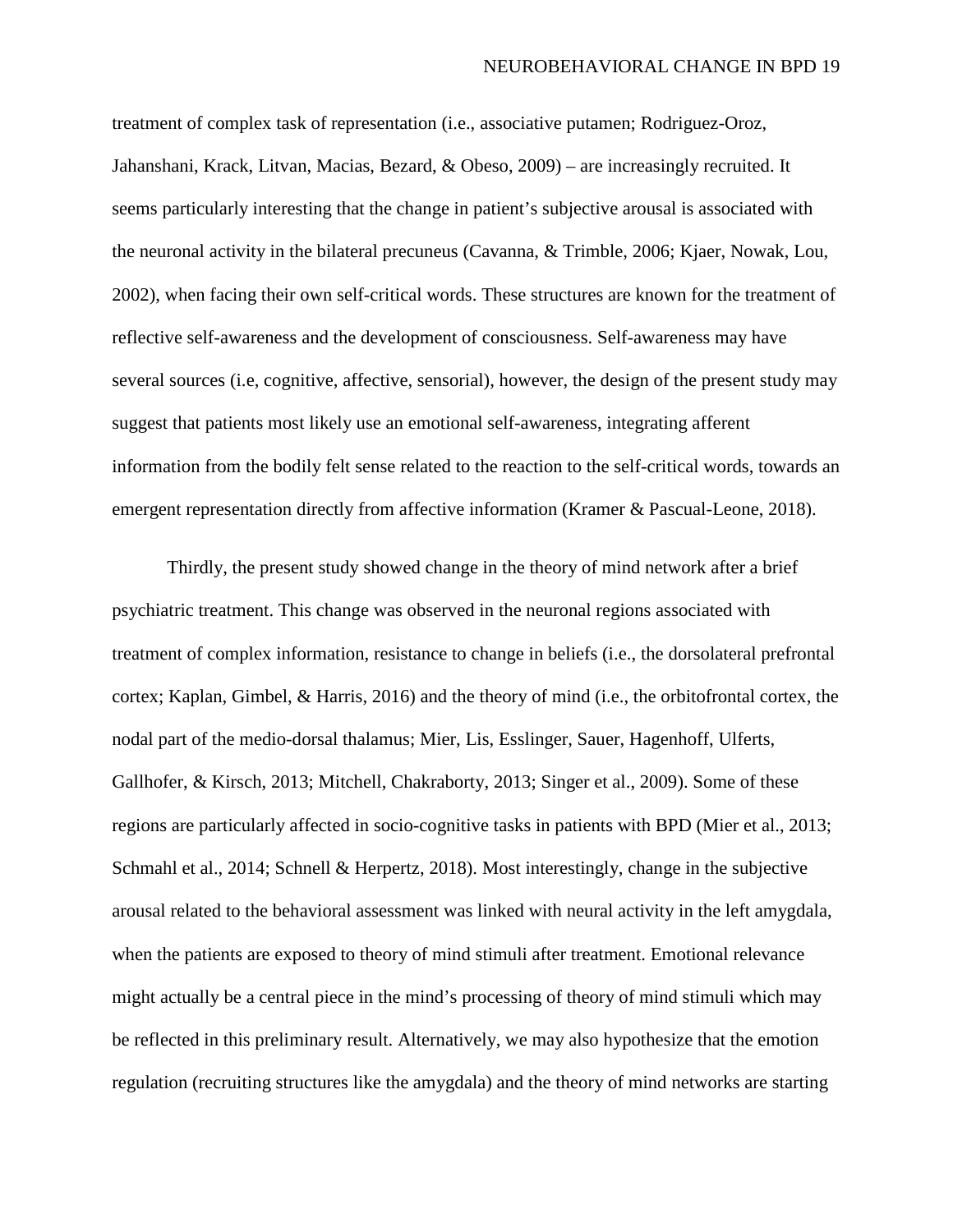treatment of complex task of representation (i.e., associative putamen; Rodriguez-Oroz, Jahanshani, Krack, Litvan, Macias, Bezard, & Obeso, 2009) – are increasingly recruited. It seems particularly interesting that the change in patient's subjective arousal is associated with the neuronal activity in the bilateral precuneus (Cavanna, & Trimble, 2006; Kjaer, Nowak, Lou, 2002), when facing their own self-critical words. These structures are known for the treatment of reflective self-awareness and the development of consciousness. Self-awareness may have several sources (i.e, cognitive, affective, sensorial), however, the design of the present study may suggest that patients most likely use an emotional self-awareness, integrating afferent information from the bodily felt sense related to the reaction to the self-critical words, towards an emergent representation directly from affective information (Kramer & Pascual-Leone, 2018).

Thirdly, the present study showed change in the theory of mind network after a brief psychiatric treatment. This change was observed in the neuronal regions associated with treatment of complex information, resistance to change in beliefs (i.e., the dorsolateral prefrontal cortex; Kaplan, Gimbel, & Harris, 2016) and the theory of mind (i.e., the orbitofrontal cortex, the nodal part of the medio-dorsal thalamus; Mier, Lis, Esslinger, Sauer, Hagenhoff, Ulferts, Gallhofer, & Kirsch, 2013; Mitchell, Chakraborty, 2013; Singer et al., 2009). Some of these regions are particularly affected in socio-cognitive tasks in patients with BPD (Mier et al., 2013; Schmahl et al., 2014; Schnell & Herpertz, 2018). Most interestingly, change in the subjective arousal related to the behavioral assessment was linked with neural activity in the left amygdala, when the patients are exposed to theory of mind stimuli after treatment. Emotional relevance might actually be a central piece in the mind's processing of theory of mind stimuli which may be reflected in this preliminary result. Alternatively, we may also hypothesize that the emotion regulation (recruiting structures like the amygdala) and the theory of mind networks are starting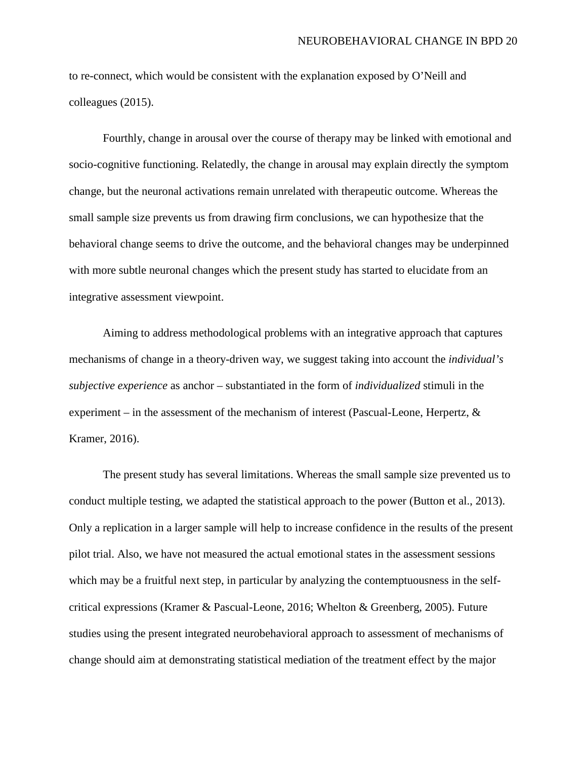to re-connect, which would be consistent with the explanation exposed by O'Neill and colleagues (2015).

Fourthly, change in arousal over the course of therapy may be linked with emotional and socio-cognitive functioning. Relatedly, the change in arousal may explain directly the symptom change, but the neuronal activations remain unrelated with therapeutic outcome. Whereas the small sample size prevents us from drawing firm conclusions, we can hypothesize that the behavioral change seems to drive the outcome, and the behavioral changes may be underpinned with more subtle neuronal changes which the present study has started to elucidate from an integrative assessment viewpoint.

Aiming to address methodological problems with an integrative approach that captures mechanisms of change in a theory-driven way, we suggest taking into account the *individual's subjective experience* as anchor – substantiated in the form of *individualized* stimuli in the experiment – in the assessment of the mechanism of interest (Pascual-Leone, Herpertz, & Kramer, 2016).

The present study has several limitations. Whereas the small sample size prevented us to conduct multiple testing, we adapted the statistical approach to the power (Button et al., 2013). Only a replication in a larger sample will help to increase confidence in the results of the present pilot trial. Also, we have not measured the actual emotional states in the assessment sessions which may be a fruitful next step, in particular by analyzing the contemptuousness in the self-critical expressions (Kramer & Pascual-Leone, 2016; Whelton & Greenberg, 2005). Future studies using the present integrated neurobehavioral approach to assessment of mechanisms of change should aim at demonstrating statistical mediation of the treatment effect by the major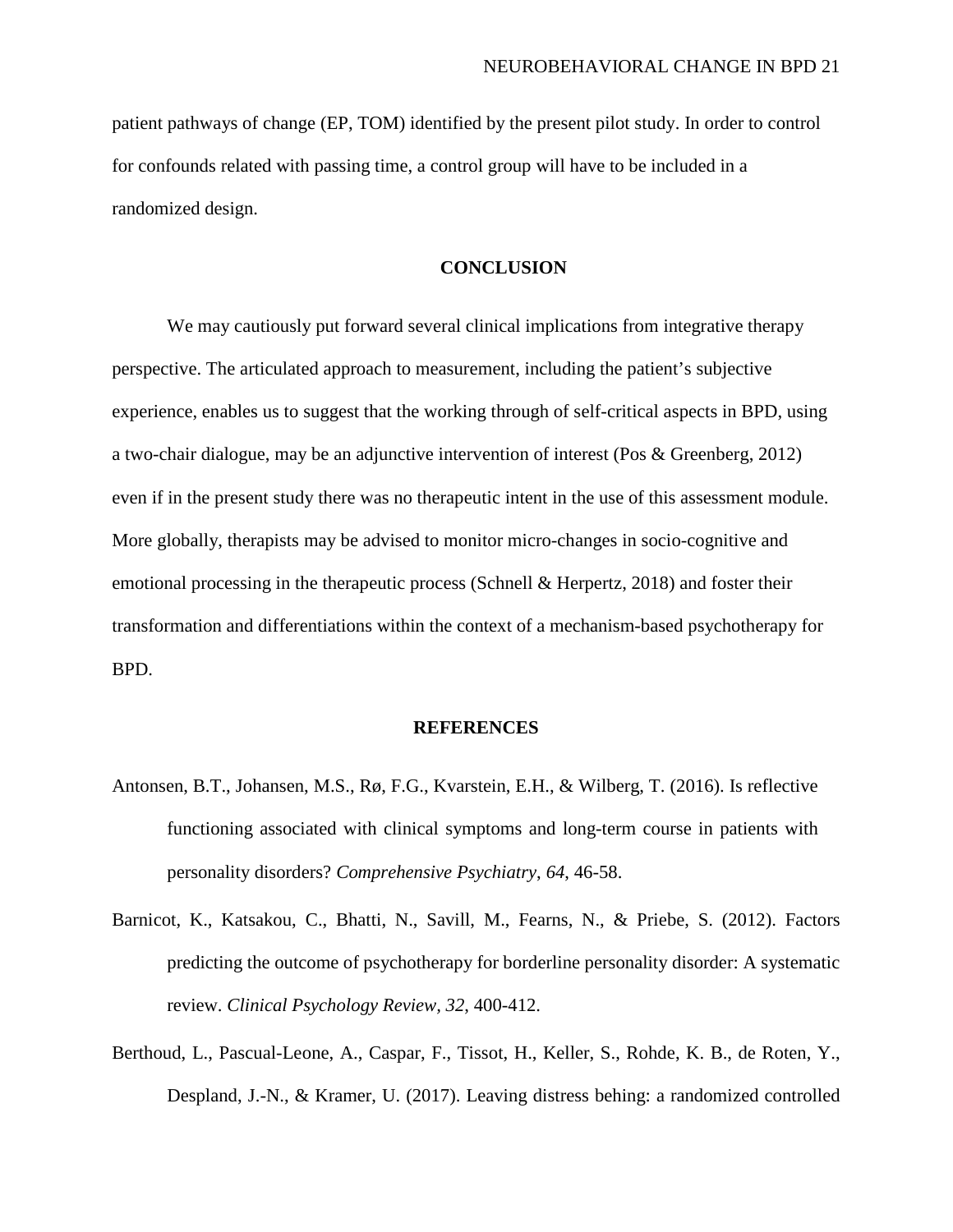patient pathways of change (EP, TOM) identified by the present pilot study. In order to control for confounds related with passing time, a control group will have to be included in a randomized design.

## CONCLUSION

We may cautiously put forward several clinical implications from integrative therapy perspective. The articulated approach to measurement, including the patient's subjective experience, enables us to suggest that the working through of self-critical aspects in BPD, using a two-chair dialogue, may be an adjunctive intervention of interest (Pos & Greenberg, 2012) even if in the present study there was no therapeutic intent in the use of this assessment module. More globally, therapists may be advised to monitor micro-changes in socio-cognitive and emotional processing in the therapeutic process (Schnell & Herpertz, 2018) and foster their transformation and differentiations within the context of a mechanism-based psychotherapy for BPD.

## REFERENCES

Antonsen, B.T., Johansen, M.S., Rø, F.G., Kvarstein, E.H., & Wilberg, T. (2016). Is reflective functioning associated with clinical symptoms and long-term course in patients with personality disorders? *Comprehensive Psychiatry*, *64*, 46-58.

Barnicot, K., Katsakou, C., Bhatti, N., Savill, M., Fearns, N., & Priebe, S. (2012). Factors predicting the outcome of psychotherapy for borderline personality disorder: A systematic review. *Clinical Psychology Review*, *32*, 400-412.

Berthoud, L., Pascual-Leone, A., Caspar, F., Tissot, H., Keller, S., Rohde, K. B., de Roten, Y., Despland, J.-N., & Kramer, U. (2017). Leaving distress behing: a randomized controlled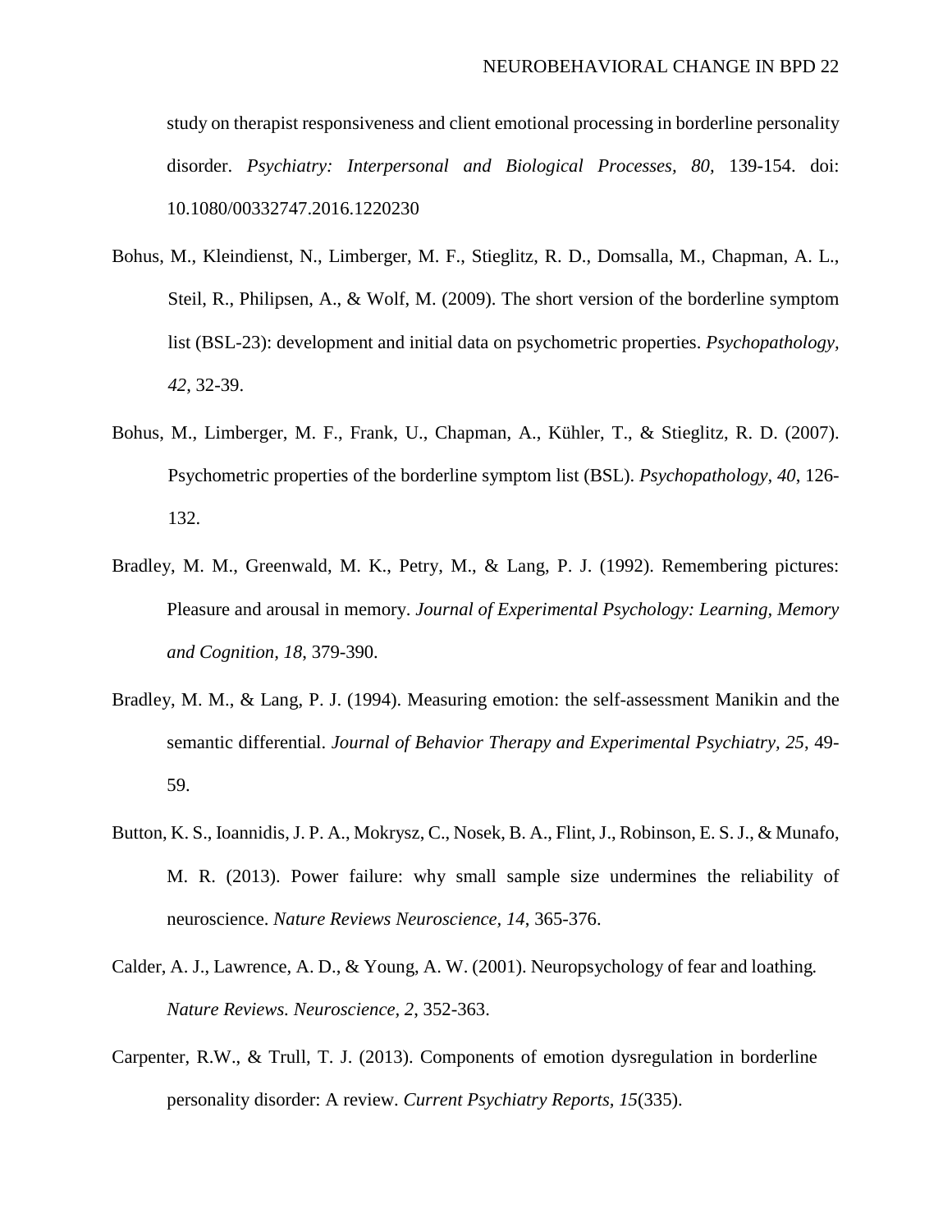study on therapist responsiveness and client emotional processing in borderline personality disorder. *Psychiatry: Interpersonal and Biological Processes, 80*, 139-154. doi: 10.1080/00332747.2016.1220230

Bohus, M., Kleindienst, N., Limberger, M. F., Stieglitz, R. D., Domsalla, M., Chapman, A. L., Steil, R., Philipsen, A., & Wolf, M. (2009). The short version of the borderline symptom list (BSL-23): development and initial data on psychometric properties. *Psychopathology, 42*, 32-39.

Bohus, M., Limberger, M. F., Frank, U., Chapman, A., Kühler, T., & Stieglitz, R. D. (2007). Psychometric properties of the borderline symptom list (BSL). *Psychopathology, 40*, 126-132.

Bradley, M. M., Greenwald, M. K., Petry, M., & Lang, P. J. (1992). Remembering pictures: Pleasure and arousal in memory. *Journal of Experimental Psychology: Learning, Memory and Cognition, 18*, 379-390.

Bradley, M. M., & Lang, P. J. (1994). Measuring emotion: the self-assessment Manikin and the semantic differential. *Journal of Behavior Therapy and Experimental Psychiatry, 25*, 49-59.

Button, K. S., Ioannidis, J. P. A., Mokrysz, C., Nosek, B. A., Flint, J., Robinson, E. S. J., & Munafo, M. R. (2013). Power failure: why small sample size undermines the reliability of neuroscience. *Nature Reviews Neuroscience, 14*, 365-376.

Calder, A. J., Lawrence, A. D., & Young, A. W. (2001). Neuropsychology of fear and loathing. *Nature Reviews. Neuroscience, 2*, 352-363.

Carpenter, R.W., & Trull, T. J. (2013). Components of emotion dysregulation in borderline personality disorder: A review. *Current Psychiatry Reports, 15*(335).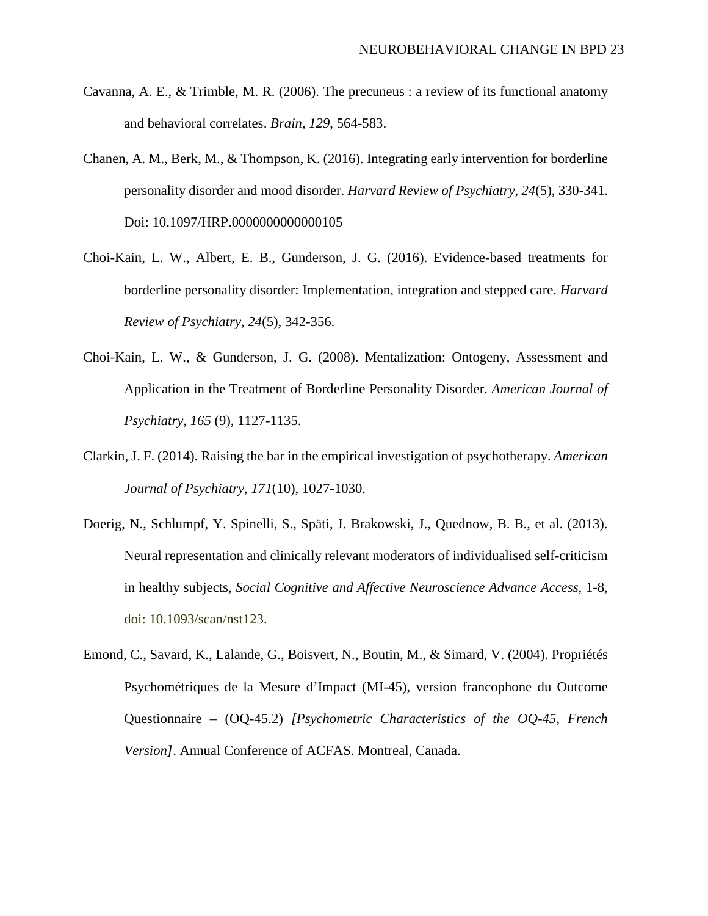Cavanna, A. E., & Trimble, M. R. (2006). The precuneus : a review of its functional anatomy and behavioral correlates. *Brain, 129*, 564-583.

Chanen, A. M., Berk, M., & Thompson, K. (2016). Integrating early intervention for borderline personality disorder and mood disorder. *Harvard Review of Psychiatry, 24*(5), 330-341. Doi: 10.1097/HRP.0000000000000105

Choi-Kain, L. W., Albert, E. B., Gunderson, J. G. (2016). Evidence-based treatments for borderline personality disorder: Implementation, integration and stepped care. *Harvard Review of Psychiatry, 24*(5), 342-356.

Choi-Kain, L. W., & Gunderson, J. G. (2008). Mentalization: Ontogeny, Assessment and Application in the Treatment of Borderline Personality Disorder. *American Journal of Psychiatry, 165* (9), 1127-1135.

Clarkin, J. F. (2014). Raising the bar in the empirical investigation of psychotherapy. *American Journal of Psychiatry, 171*(10), 1027-1030.

Doerig, N., Schlumpf, Y. Spinelli, S., Späti, J. Brakowski, J., Quednow, B. B., et al. (2013). Neural representation and clinically relevant moderators of individualised self-criticism in healthy subjects, *Social Cognitive and Affective Neuroscience Advance Access*, 1-8, doi: 10.1093/scan/nst123.

Emond, C., Savard, K., Lalande, G., Boisvert, N., Boutin, M., & Simard, V. (2004). Propriétés Psychométriques de la Mesure d'Impact (MI-45), version francophone du Outcome Questionnaire – (OQ-45.2) *[Psychometric Characteristics of the OQ-45, French Version]*. Annual Conference of ACFAS. Montreal, Canada.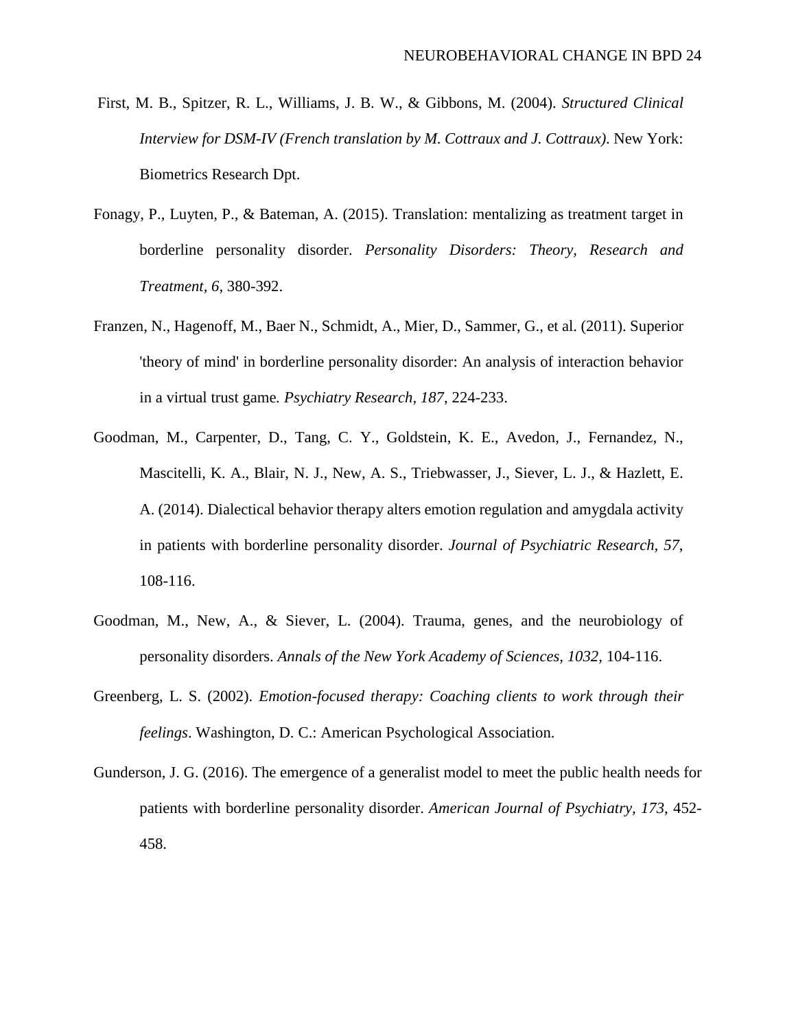First, M. B., Spitzer, R. L., Williams, J. B. W., & Gibbons, M. (2004). *Structured Clinical Interview for DSM-IV (French translation by M. Cottraux and J. Cottraux)*. New York: Biometrics Research Dpt.

Fonagy, P., Luyten, P., & Bateman, A. (2015). Translation: mentalizing as treatment target in borderline personality disorder. *Personality Disorders: Theory, Research and Treatment*, *6*, 380-392.

Franzen, N., Hagenoff, M., Baer N., Schmidt, A., Mier, D., Sammer, G., et al. (2011). Superior 'theory of mind' in borderline personality disorder: An analysis of interaction behavior in a virtual trust game*. Psychiatry Research*, *187*, 224-233.

Goodman, M., Carpenter, D., Tang, C. Y., Goldstein, K. E., Avedon, J., Fernandez, N., Mascitelli, K. A., Blair, N. J., New, A. S., Triebwasser, J., Siever, L. J., & Hazlett, E. A. (2014). Dialectical behavior therapy alters emotion regulation and amygdala activity in patients with borderline personality disorder. *Journal of Psychiatric Research*, *57*, 108-116.

Goodman, M., New, A., & Siever, L. (2004). Trauma, genes, and the neurobiology of personality disorders. *Annals of the New York Academy of Sciences*, *1032*, 104-116.

Greenberg, L. S. (2002). *Emotion-focused therapy: Coaching clients to work through their feelings*. Washington, D. C.: American Psychological Association.

Gunderson, J. G. (2016). The emergence of a generalist model to meet the public health needs for patients with borderline personality disorder. *American Journal of Psychiatry*, *173*, 452-458.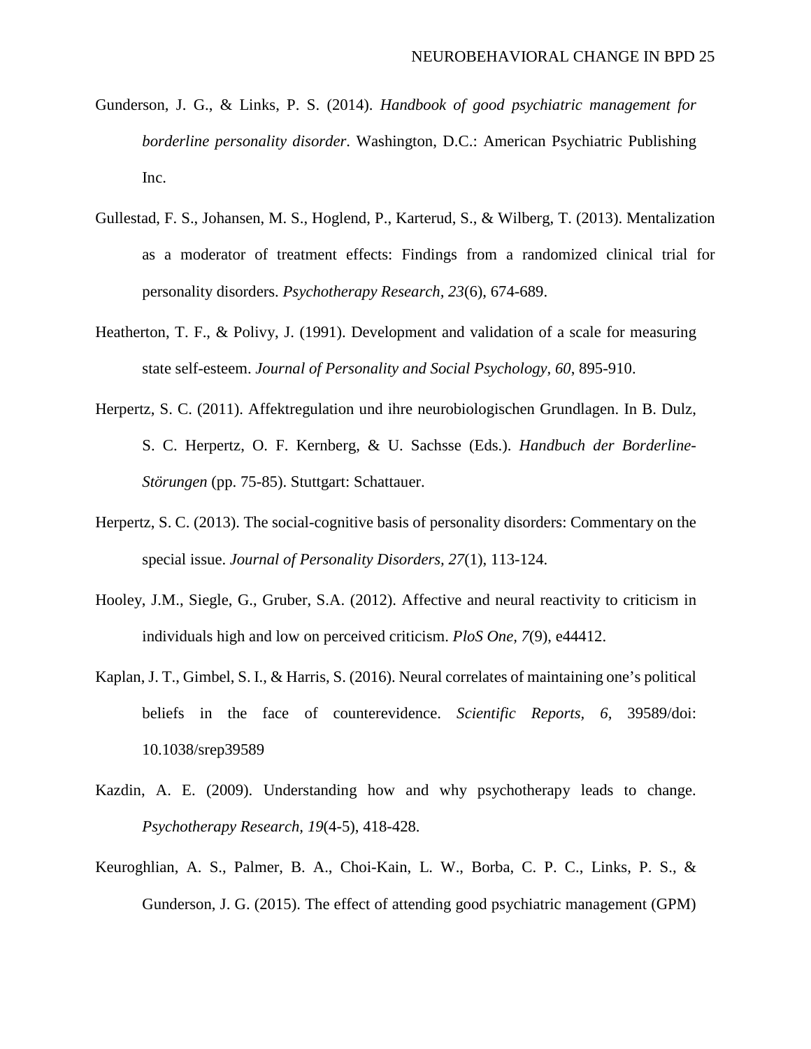Gunderson, J. G., & Links, P. S. (2014). *Handbook of good psychiatric management for borderline personality disorder*. Washington, D.C.: American Psychiatric Publishing Inc.

Gullestad, F. S., Johansen, M. S., Hoglend, P., Karterud, S., & Wilberg, T. (2013). Mentalization as a moderator of treatment effects: Findings from a randomized clinical trial for personality disorders. *Psychotherapy Research, 23*(6), 674-689.

Heatherton, T. F., & Polivy, J. (1991). Development and validation of a scale for measuring state self-esteem. *Journal of Personality and Social Psychology, 60*, 895-910.

Herpertz, S. C. (2011). Affektregulation und ihre neurobiologischen Grundlagen. In B. Dulz, S. C. Herpertz, O. F. Kernberg, & U. Sachsse (Eds.). *Handbuch der Borderline-Störungen* (pp. 75-85). Stuttgart: Schattauer.

Herpertz, S. C. (2013). The social-cognitive basis of personality disorders: Commentary on the special issue. *Journal of Personality Disorders, 27*(1), 113-124.

Hooley, J.M., Siegle, G., Gruber, S.A. (2012). Affective and neural reactivity to criticism in individuals high and low on perceived criticism. *PloS One, 7*(9), e44412.

Kaplan, J. T., Gimbel, S. I., & Harris, S. (2016). Neural correlates of maintaining one's political beliefs in the face of counterevidence. *Scientific Reports, 6*, 39589/doi: 10.1038/srep39589

Kazdin, A. E. (2009). Understanding how and why psychotherapy leads to change. *Psychotherapy Research, 19*(4-5), 418-428.

Keuroghlian, A. S., Palmer, B. A., Choi-Kain, L. W., Borba, C. P. C., Links, P. S., & Gunderson, J. G. (2015). The effect of attending good psychiatric management (GPM)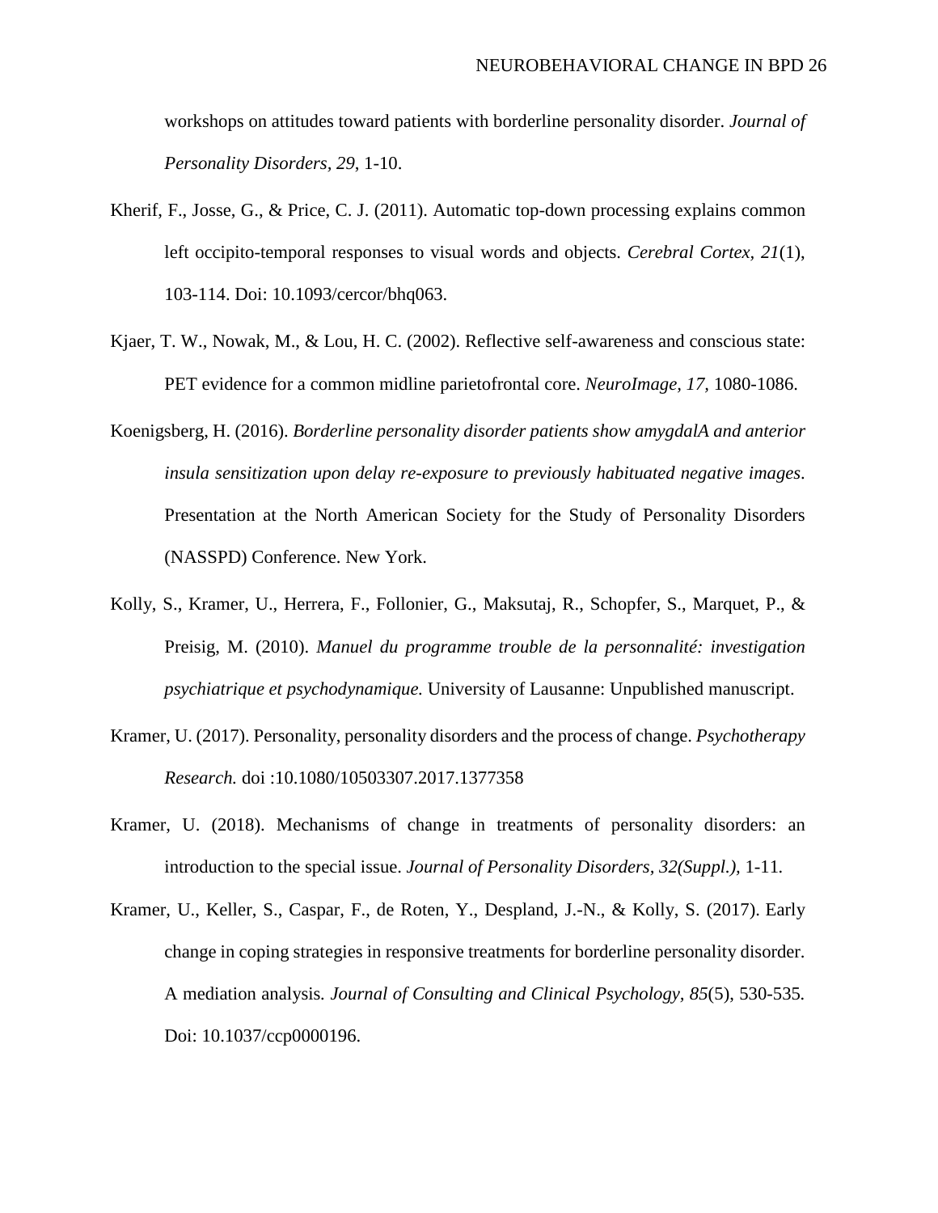workshops on attitudes toward patients with borderline personality disorder. *Journal of Personality Disorders, 29*, 1-10.

Kherif, F., Josse, G., & Price, C. J. (2011). Automatic top-down processing explains common left occipito-temporal responses to visual words and objects. *Cerebral Cortex, 21*(1), 103-114. Doi: 10.1093/cercor/bhq063.

Kjaer, T. W., Nowak, M., & Lou, H. C. (2002). Reflective self-awareness and conscious state: PET evidence for a common midline parietofrontal core. *NeuroImage, 17,* 1080-1086.

Koenigsberg, H. (2016). *Borderline personality disorder patients show amygdalA and anterior insula sensitization upon delay re-exposure to previously habituated negative images*. Presentation at the North American Society for the Study of Personality Disorders (NASSPD) Conference. New York.

Kolly, S., Kramer, U., Herrera, F., Follonier, G., Maksutaj, R., Schopfer, S., Marquet, P., & Preisig, M. (2010). *Manuel du programme trouble de la personnalité: investigation psychiatrique et psychodynamique.* University of Lausanne: Unpublished manuscript.

Kramer, U. (2017). Personality, personality disorders and the process of change. *Psychotherapy Research.* doi :10.1080/10503307.2017.1377358

Kramer, U. (2018). Mechanisms of change in treatments of personality disorders: an introduction to the special issue. *Journal of Personality Disorders, 32(Suppl.),* 1-11.

Kramer, U., Keller, S., Caspar, F., de Roten, Y., Despland, J.-N., & Kolly, S. (2017). Early change in coping strategies in responsive treatments for borderline personality disorder. A mediation analysis*. Journal of Consulting and Clinical Psychology, 85*(5), 530-535. Doi: 10.1037/ccp0000196.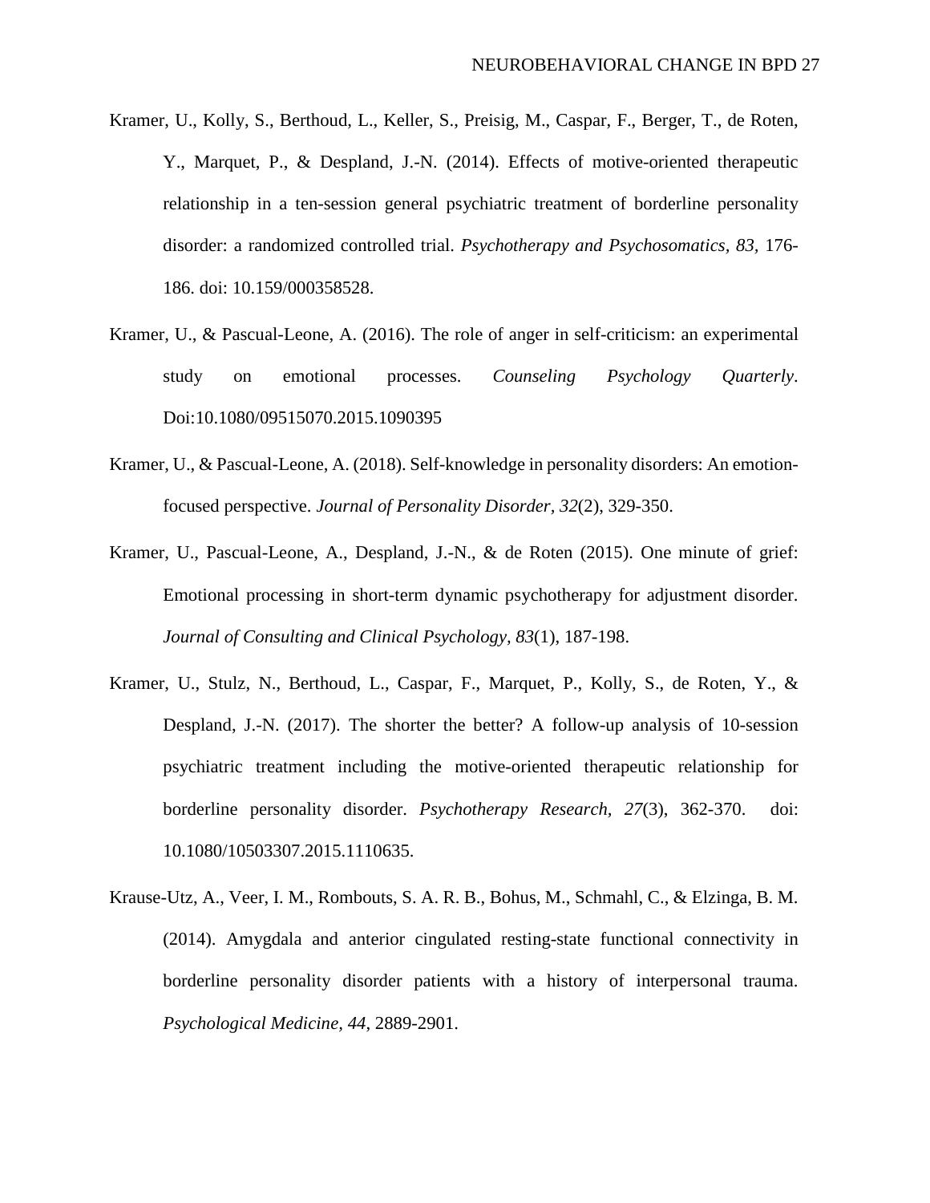Kramer, U., Kolly, S., Berthoud, L., Keller, S., Preisig, M., Caspar, F., Berger, T., de Roten, Y., Marquet, P., & Despland, J.-N. (2014). Effects of motive-oriented therapeutic relationship in a ten-session general psychiatric treatment of borderline personality disorder: a randomized controlled trial. *Psychotherapy and Psychosomatics, 83,* 176-186. doi: 10.159/000358528.

Kramer, U., & Pascual-Leone, A. (2016). The role of anger in self-criticism: an experimental study on emotional processes. *Counseling Psychology Quarterly*. Doi:10.1080/09515070.2015.1090395

Kramer, U., & Pascual-Leone, A. (2018). Self-knowledge in personality disorders: An emotion-focused perspective. *Journal of Personality Disorder*, *32*(2), 329-350.

Kramer, U., Pascual-Leone, A., Despland, J.-N., & de Roten (2015). One minute of grief: Emotional processing in short-term dynamic psychotherapy for adjustment disorder. *Journal of Consulting and Clinical Psychology, 83*(1), 187-198.

Kramer, U., Stulz, N., Berthoud, L., Caspar, F., Marquet, P., Kolly, S., de Roten, Y., & Despland, J.-N. (2017). The shorter the better? A follow-up analysis of 10-session psychiatric treatment including the motive-oriented therapeutic relationship for borderline personality disorder. *Psychotherapy Research, 27*(3), 362-370. doi: 10.1080/10503307.2015.1110635.

Krause-Utz, A., Veer, I. M., Rombouts, S. A. R. B., Bohus, M., Schmahl, C., & Elzinga, B. M. (2014). Amygdala and anterior cingulated resting-state functional connectivity in borderline personality disorder patients with a history of interpersonal trauma. *Psychological Medicine, 44*, 2889-2901.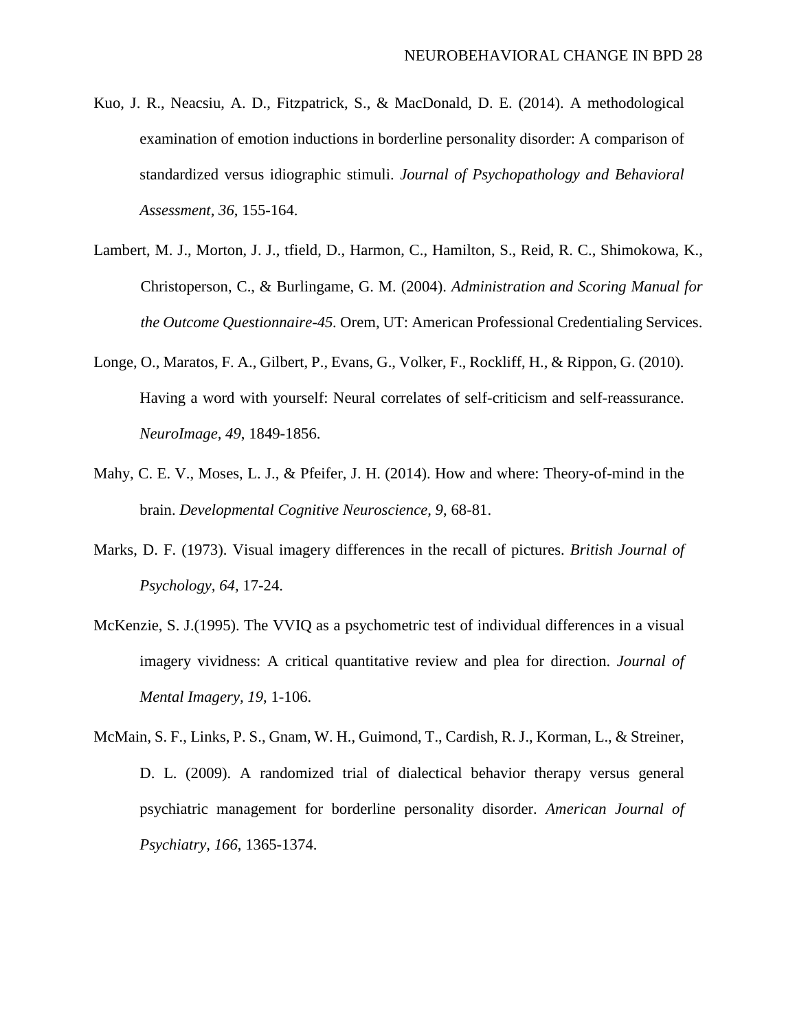Kuo, J. R., Neacsiu, A. D., Fitzpatrick, S., & MacDonald, D. E. (2014). A methodological examination of emotion inductions in borderline personality disorder: A comparison of standardized versus idiographic stimuli. *Journal of Psychopathology and Behavioral Assessment, 36*, 155-164.

Lambert, M. J., Morton, J. J., tfield, D., Harmon, C., Hamilton, S., Reid, R. C., Shimokowa, K., Christoperson, C., & Burlingame, G. M. (2004). *Administration and Scoring Manual for the Outcome Questionnaire-45*. Orem, UT: American Professional Credentialing Services.

Longe, O., Maratos, F. A., Gilbert, P., Evans, G., Volker, F., Rockliff, H., & Rippon, G. (2010). Having a word with yourself: Neural correlates of self-criticism and self-reassurance. *NeuroImage, 49*, 1849-1856.

Mahy, C. E. V., Moses, L. J., & Pfeifer, J. H. (2014). How and where: Theory-of-mind in the brain. *Developmental Cognitive Neuroscience, 9*, 68-81.

Marks, D. F. (1973). Visual imagery differences in the recall of pictures. *British Journal of Psychology, 64*, 17-24.

McKenzie, S. J.(1995). The VVIQ as a psychometric test of individual differences in a visual imagery vividness: A critical quantitative review and plea for direction. *Journal of Mental Imagery, 19*, 1-106.

McMain, S. F., Links, P. S., Gnam, W. H., Guimond, T., Cardish, R. J., Korman, L., & Streiner, D. L. (2009). A randomized trial of dialectical behavior therapy versus general psychiatric management for borderline personality disorder. *American Journal of Psychiatry, 166*, 1365-1374.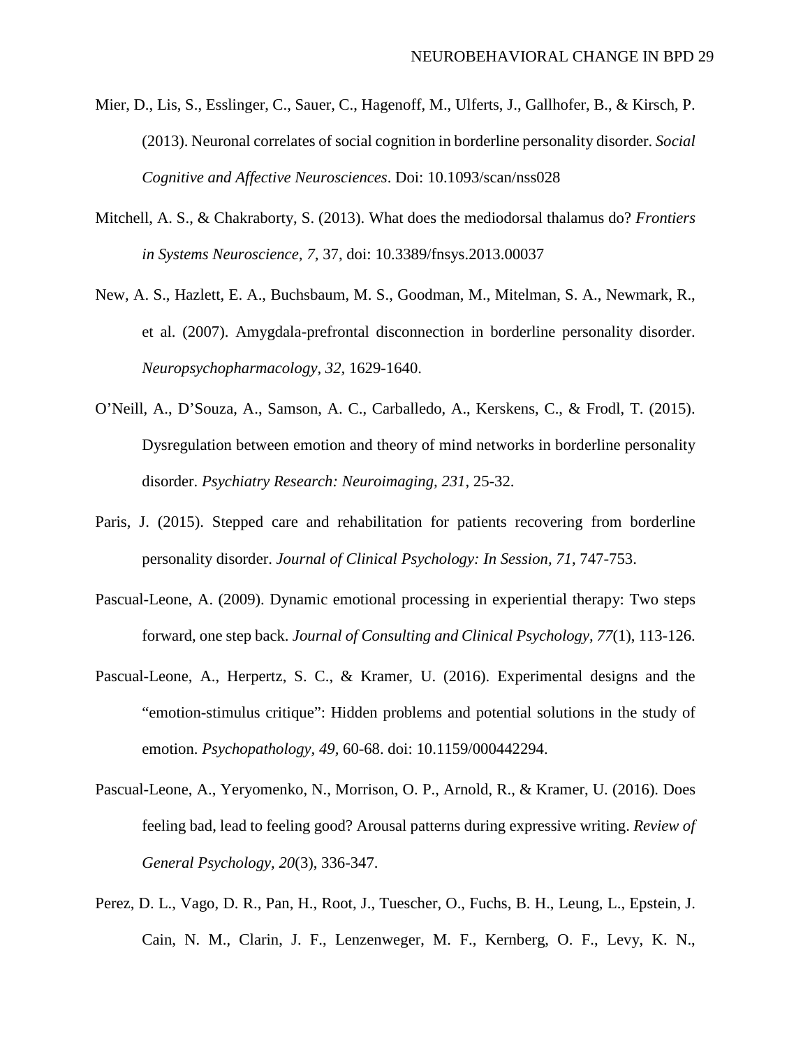Mier, D., Lis, S., Esslinger, C., Sauer, C., Hagenoff, M., Ulferts, J., Gallhofer, B., & Kirsch, P. (2013). Neuronal correlates of social cognition in borderline personality disorder. *Social Cognitive and Affective Neurosciences*. Doi: 10.1093/scan/nss028

Mitchell, A. S., & Chakraborty, S. (2013). What does the mediodorsal thalamus do? *Frontiers in Systems Neuroscience*, *7*, 37, doi: 10.3389/fnsys.2013.00037

New, A. S., Hazlett, E. A., Buchsbaum, M. S., Goodman, M., Mitelman, S. A., Newmark, R., et al. (2007). Amygdala-prefrontal disconnection in borderline personality disorder. *Neuropsychopharmacology, 32*, 1629-1640.

O'Neill, A., D'Souza, A., Samson, A. C., Carballedo, A., Kerskens, C., & Frodl, T. (2015). Dysregulation between emotion and theory of mind networks in borderline personality disorder. *Psychiatry Research: Neuroimaging, 231*, 25-32.

Paris, J. (2015). Stepped care and rehabilitation for patients recovering from borderline personality disorder. *Journal of Clinical Psychology: In Session, 71*, 747-753.

Pascual-Leone, A. (2009). Dynamic emotional processing in experiential therapy: Two steps forward, one step back. *Journal of Consulting and Clinical Psychology, 77*(1), 113-126.

Pascual-Leone, A., Herpertz, S. C., & Kramer, U. (2016). Experimental designs and the "emotion-stimulus critique": Hidden problems and potential solutions in the study of emotion. *Psychopathology, 49*, 60-68. doi: 10.1159/000442294.

Pascual-Leone, A., Yeryomenko, N., Morrison, O. P., Arnold, R., & Kramer, U. (2016). Does feeling bad, lead to feeling good? Arousal patterns during expressive writing. *Review of General Psychology, 20*(3), 336-347.

Perez, D. L., Vago, D. R., Pan, H., Root, J., Tuescher, O., Fuchs, B. H., Leung, L., Epstein, J. Cain, N. M., Clarin, J. F., Lenzenweger, M. F., Kernberg, O. F., Levy, K. N.,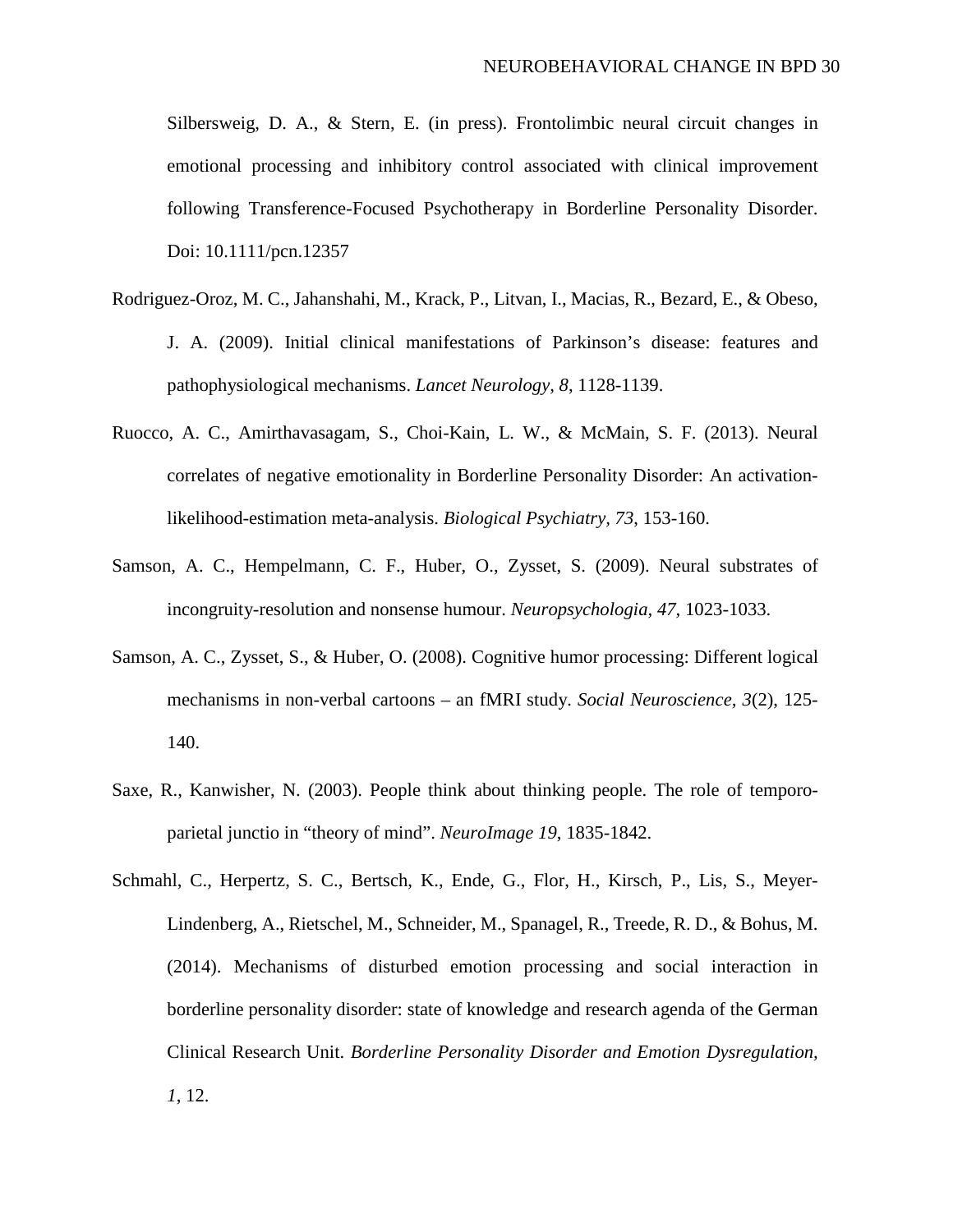Silbersweig, D. A., & Stern, E. (in press). Frontolimbic neural circuit changes in emotional processing and inhibitory control associated with clinical improvement following Transference-Focused Psychotherapy in Borderline Personality Disorder. Doi: 10.1111/pcn.12357

Rodriguez-Oroz, M. C., Jahanshahi, M., Krack, P., Litvan, I., Macias, R., Bezard, E., & Obeso, J. A. (2009). Initial clinical manifestations of Parkinson's disease: features and pathophysiological mechanisms. *Lancet Neurology, 8*, 1128-1139.

Ruocco, A. C., Amirthavasagam, S., Choi-Kain, L. W., & McMain, S. F. (2013). Neural correlates of negative emotionality in Borderline Personality Disorder: An activation-likelihood-estimation meta-analysis. *Biological Psychiatry, 73*, 153-160.

Samson, A. C., Hempelmann, C. F., Huber, O., Zysset, S. (2009). Neural substrates of incongruity-resolution and nonsense humour. *Neuropsychologia, 47*, 1023-1033.

Samson, A. C., Zysset, S., & Huber, O. (2008). Cognitive humor processing: Different logical mechanisms in non-verbal cartoons – an fMRI study. *Social Neuroscience, 3*(2), 125-140.

Saxe, R., Kanwisher, N. (2003). People think about thinking people. The role of temporo-parietal junctio in "theory of mind". *NeuroImage 19*, 1835-1842.

Schmahl, C., Herpertz, S. C., Bertsch, K., Ende, G., Flor, H., Kirsch, P., Lis, S., Meyer-Lindenberg, A., Rietschel, M., Schneider, M., Spanagel, R., Treede, R. D., & Bohus, M. (2014). Mechanisms of disturbed emotion processing and social interaction in borderline personality disorder: state of knowledge and research agenda of the German Clinical Research Unit. *Borderline Personality Disorder and Emotion Dysregulation, 1*, 12.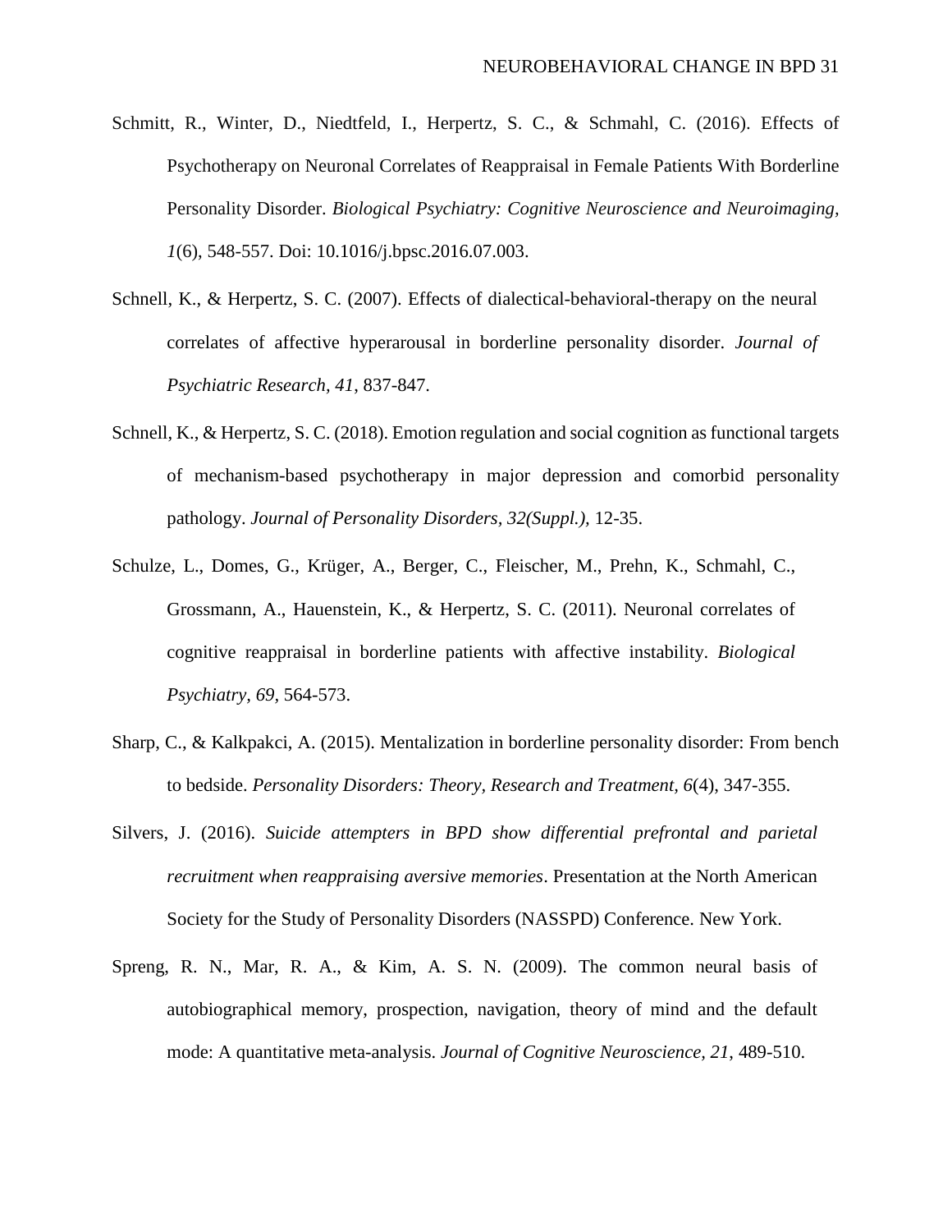Schmitt, R., Winter, D., Niedtfeld, I., Herpertz, S. C., & Schmahl, C. (2016). Effects of Psychotherapy on Neuronal Correlates of Reappraisal in Female Patients With Borderline Personality Disorder. *Biological Psychiatry: Cognitive Neuroscience and Neuroimaging, 1*(6), 548-557. Doi: 10.1016/j.bpsc.2016.07.003.

Schnell, K., & Herpertz, S. C. (2007). Effects of dialectical-behavioral-therapy on the neural correlates of affective hyperarousal in borderline personality disorder. *Journal of Psychiatric Research, 41*, 837-847.

Schnell, K., & Herpertz, S. C. (2018). Emotion regulation and social cognition as functional targets of mechanism-based psychotherapy in major depression and comorbid personality pathology. *Journal of Personality Disorders, 32(Suppl.)*, 12-35.

Schulze, L., Domes, G., Krüger, A., Berger, C., Fleischer, M., Prehn, K., Schmahl, C., Grossmann, A., Hauenstein, K., & Herpertz, S. C. (2011). Neuronal correlates of cognitive reappraisal in borderline patients with affective instability. *Biological Psychiatry, 69*, 564-573.

Sharp, C., & Kalkpakci, A. (2015). Mentalization in borderline personality disorder: From bench to bedside. *Personality Disorders: Theory, Research and Treatment, 6*(4), 347-355.

Silvers, J. (2016). *Suicide attempters in BPD show differential prefrontal and parietal recruitment when reappraising aversive memories*. Presentation at the North American Society for the Study of Personality Disorders (NASSPD) Conference. New York.

Spreng, R. N., Mar, R. A., & Kim, A. S. N. (2009). The common neural basis of autobiographical memory, prospection, navigation, theory of mind and the default mode: A quantitative meta-analysis. *Journal of Cognitive Neuroscience, 21*, 489-510.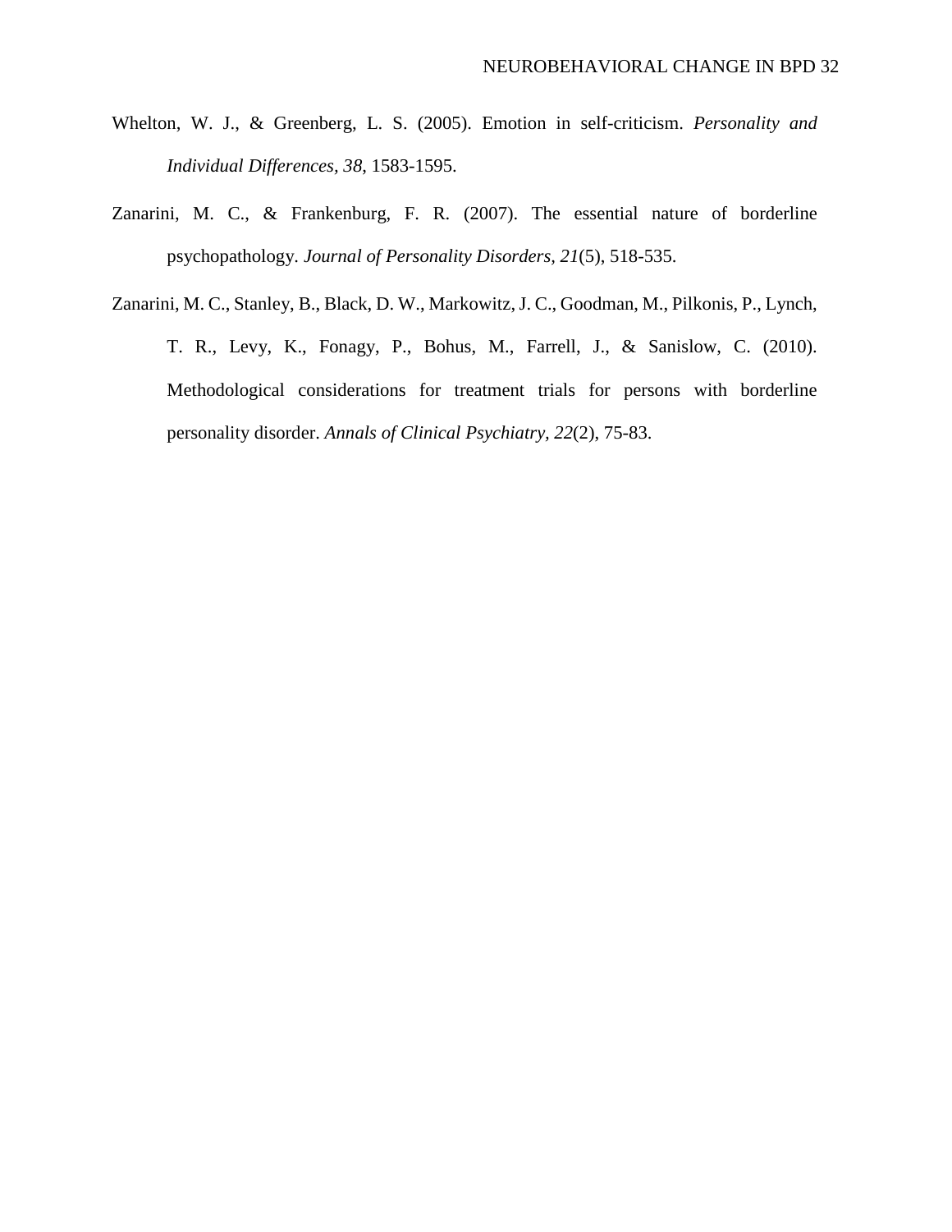Whelton, W. J., & Greenberg, L. S. (2005). Emotion in self-criticism. *Personality and Individual Differences*, *38*, 1583-1595.

Zanarini, M. C., & Frankenburg, F. R. (2007). The essential nature of borderline psychopathology. *Journal of Personality Disorders*, *21*(5), 518-535.

Zanarini, M. C., Stanley, B., Black, D. W., Markowitz, J. C., Goodman, M., Pilkonis, P., Lynch, T. R., Levy, K., Fonagy, P., Bohus, M., Farrell, J., & Sanislow, C. (2010). Methodological considerations for treatment trials for persons with borderline personality disorder. *Annals of Clinical Psychiatry*, *22*(2), 75-83.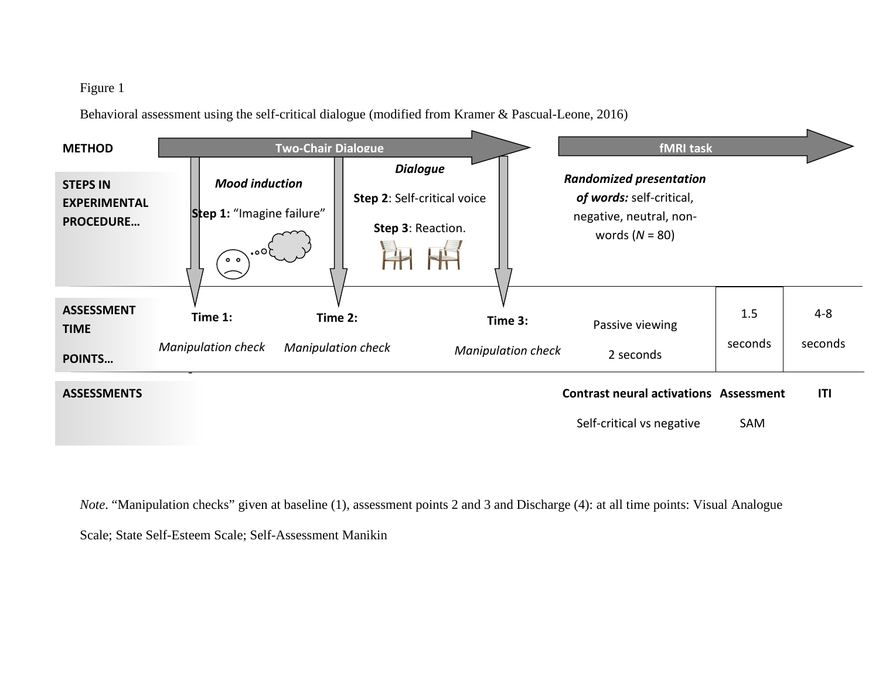Figure 1

Behavioral assessment using the self-critical dialogue (modified from Kramer & Pascual-Leone, 2016)

| METHOD | Two-Chair Dialogue | | | fMRI task | | |
|---|---|---|---|---|---|---|
| STEPS IN EXPERIMENTAL PROCEDURE… | ***Mood induction*** **Step 1:** "Imagine failure" | ***Dialogue*** **Step 2**: Self-critical voice **Step 3**: Reaction. | | ***Randomized presentation of words:*** self-critical, negative, neutral, non-words (*N* = 80) | | |
| ASSESSMENT TIME POINTS… | **Time 1:** *Manipulation check* | **Time 2:** *Manipulation check* | **Time 3:** *Manipulation check* | Passive viewing 2 seconds | 1.5 seconds | 4-8 seconds |
| ASSESSMENTS | | | | **Contrast neural activations** Self-critical vs negative | **Assessment** SAM | **ITI** |

*Note*. "Manipulation checks" given at baseline (1), assessment points 2 and 3 and Discharge (4): at all time points: Visual Analogue Scale; State Self-Esteem Scale; Self-Assessment Manikin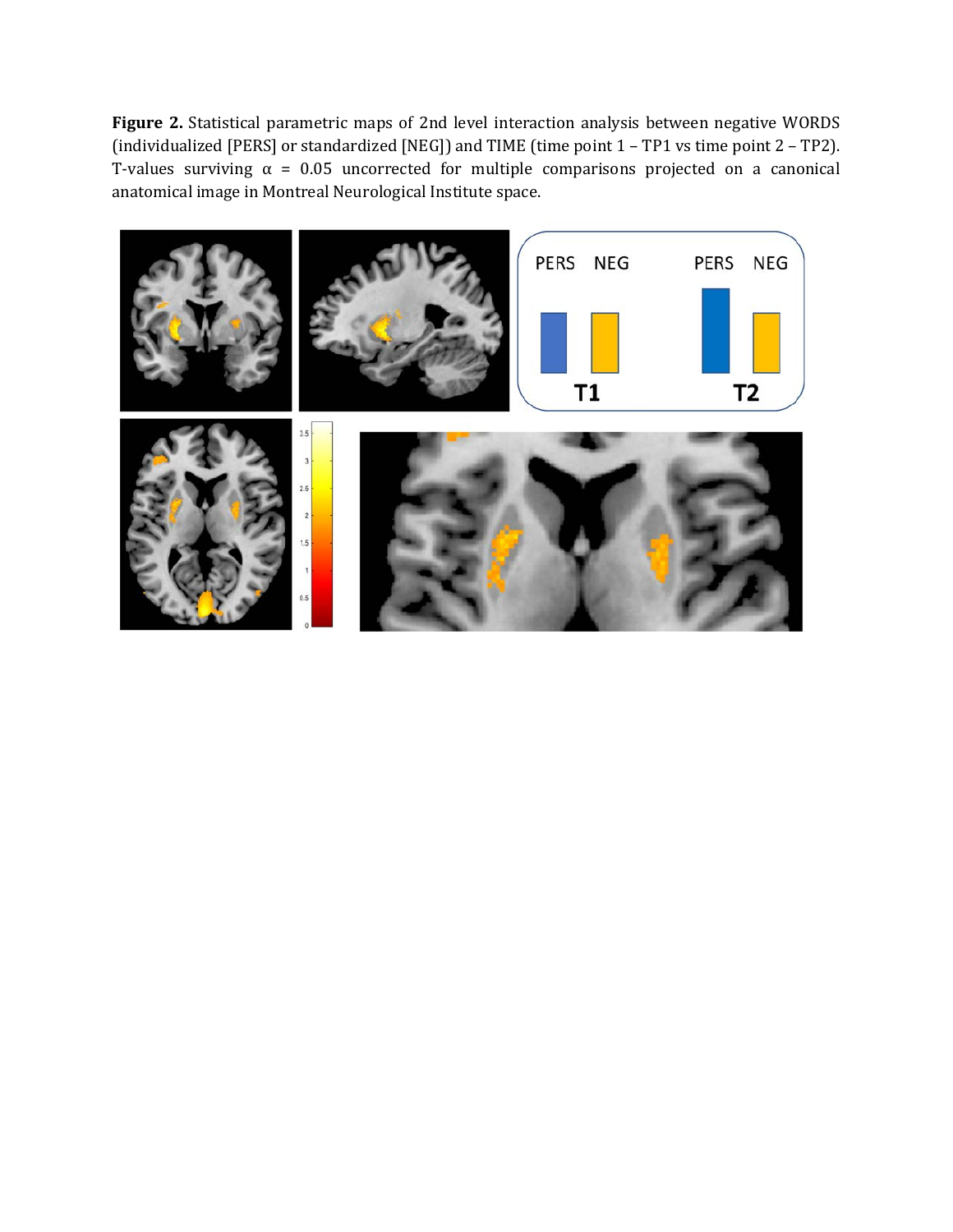**Figure 2.** Statistical parametric maps of 2nd level interaction analysis between negative WORDS (individualized [PERS] or standardized [NEG]) and TIME (time point 1 – TP1 vs time point 2 – TP2). T-values surviving α = 0.05 uncorrected for multiple comparisons projected on a canonical anatomical image in Montreal Neurological Institute space.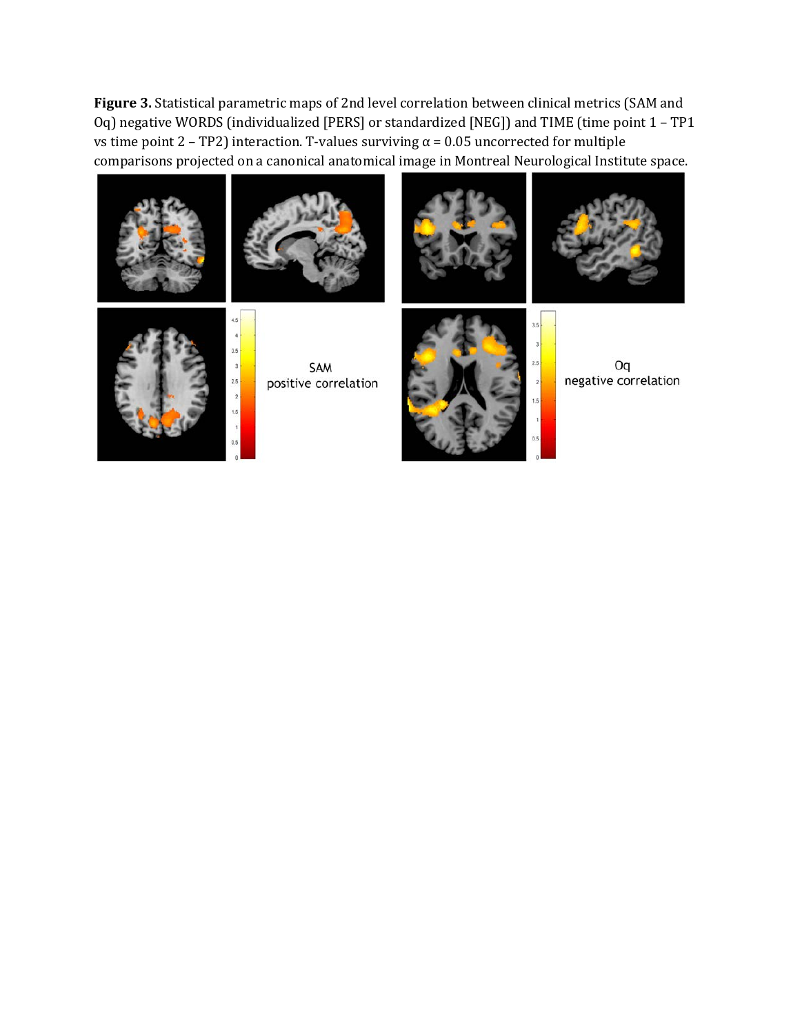**Figure 3.** Statistical parametric maps of 2nd level correlation between clinical metrics (SAM and Oq) negative WORDS (individualized [PERS] or standardized [NEG]) and TIME (time point 1 – TP1 vs time point 2 – TP2) interaction. T-values surviving α = 0.05 uncorrected for multiple comparisons projected on a canonical anatomical image in Montreal Neurological Institute space.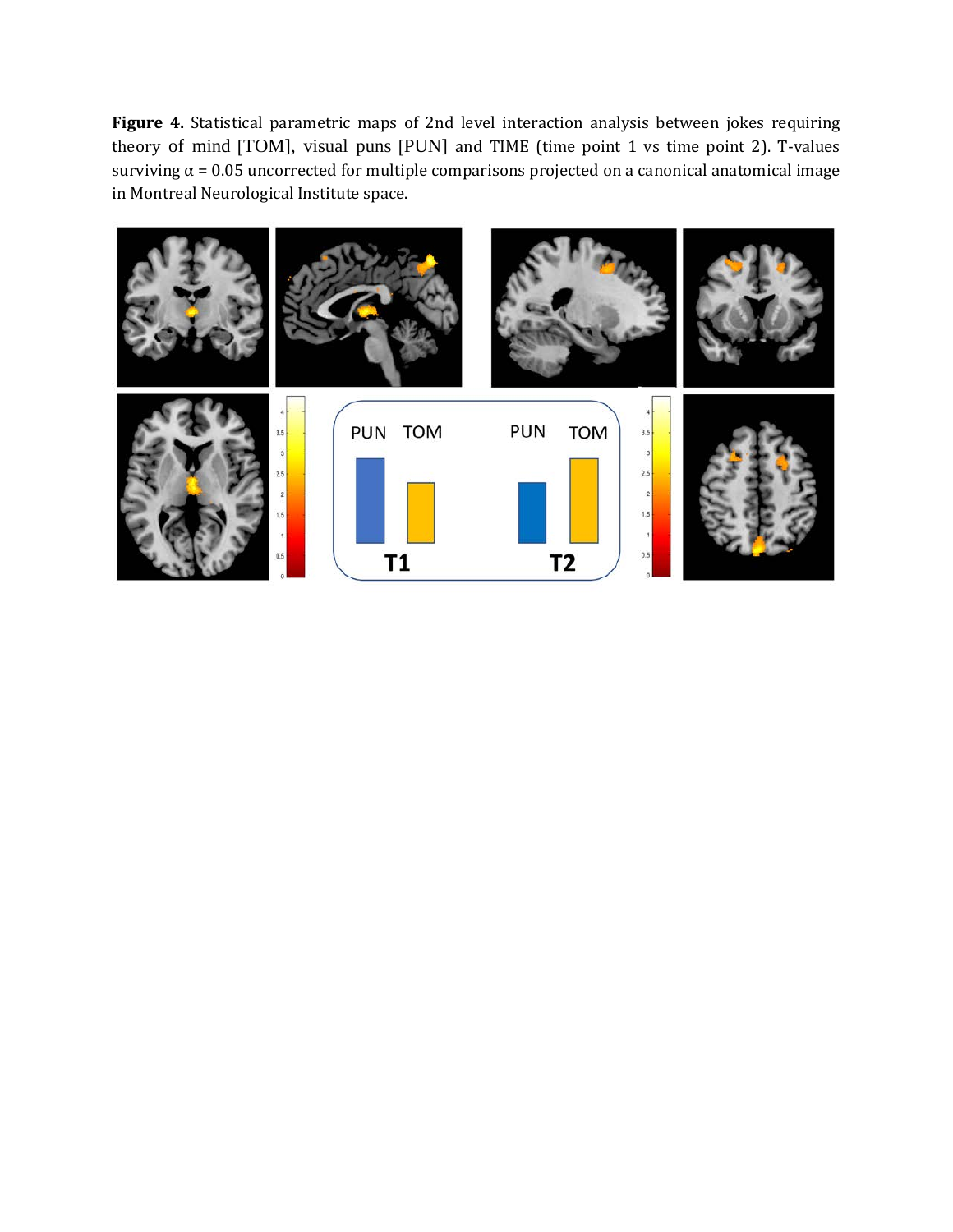**Figure 4.** Statistical parametric maps of 2nd level interaction analysis between jokes requiring theory of mind [TOM], visual puns [PUN] and TIME (time point 1 vs time point 2). T-values surviving α = 0.05 uncorrected for multiple comparisons projected on a canonical anatomical image in Montreal Neurological Institute space.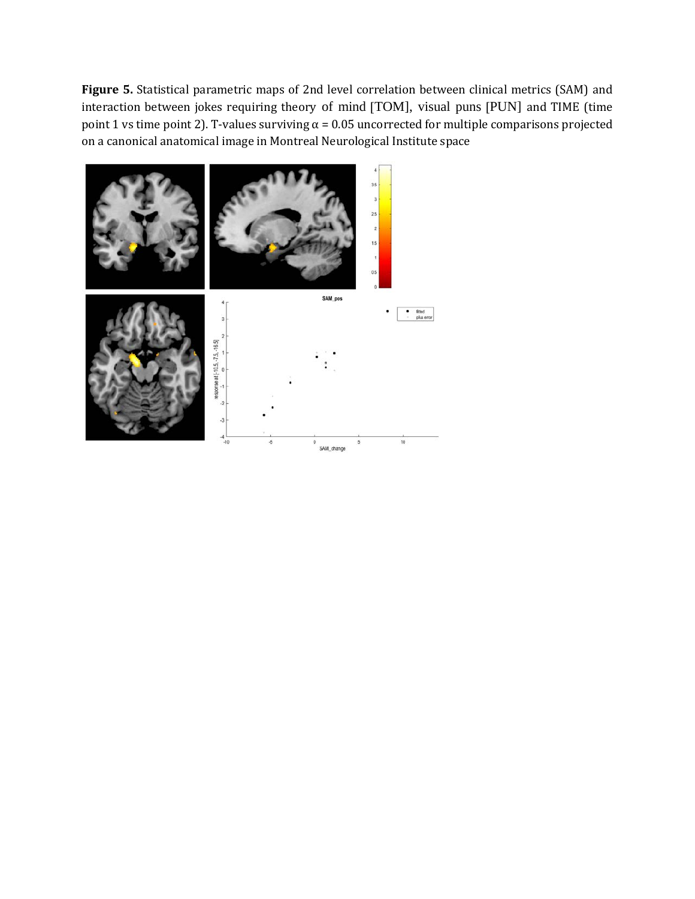**Figure 5.** Statistical parametric maps of 2nd level correlation between clinical metrics (SAM) and interaction between jokes requiring theory of mind [TOM], visual puns [PUN] and TIME (time point 1 vs time point 2). T-values surviving α = 0.05 uncorrected for multiple comparisons projected on a canonical anatomical image in Montreal Neurological Institute space

4
3.5
3
2.5
2
1.5
1
0.5
0

SAM_pos

fitted
plus error

response at [-10.5, -7.5, -16.5]

SAM_change

-10
-5
0
5
10

4
3
2
1
0
-1
-2
-3
-4